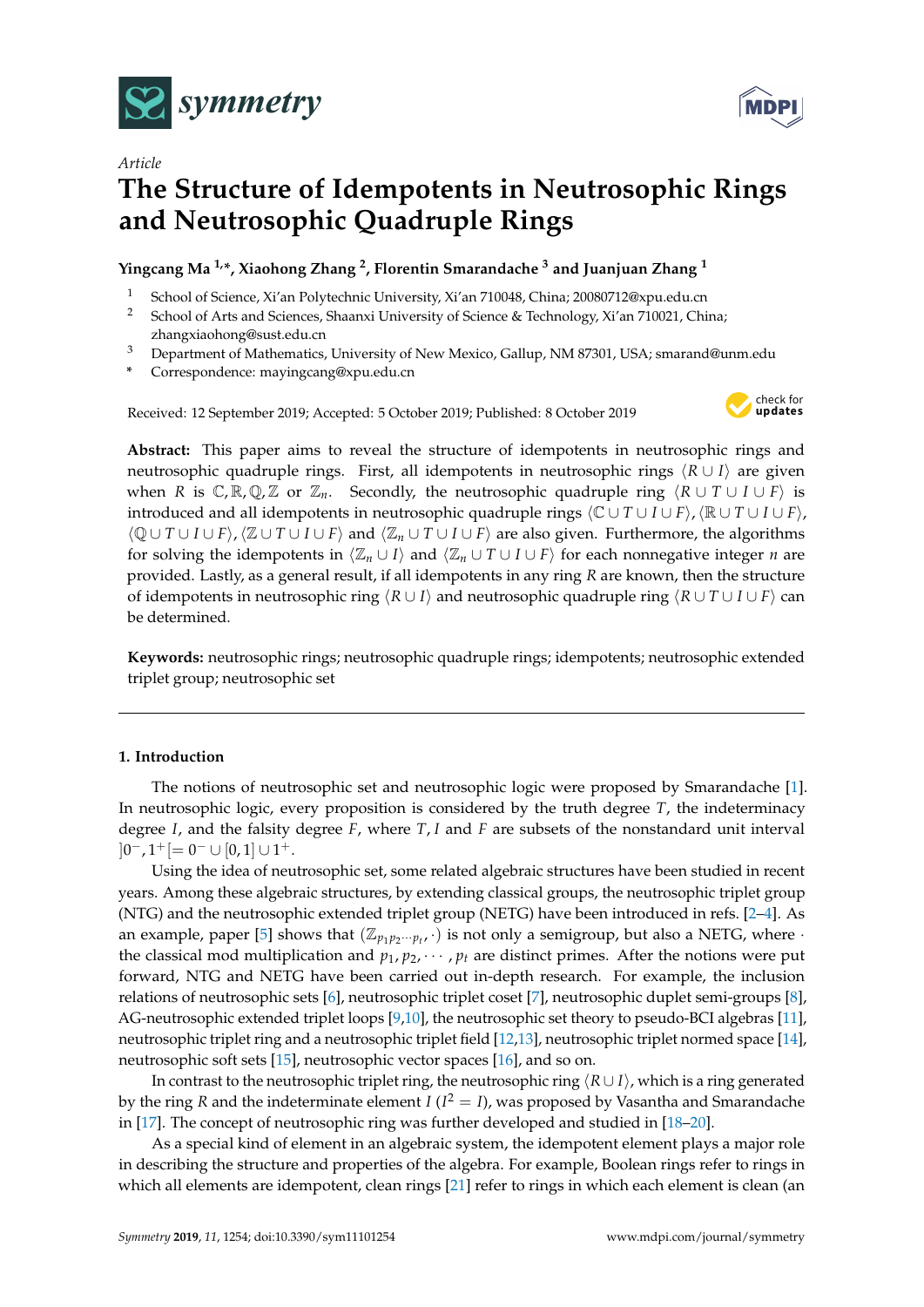*Article*

# The Structure of Idempotents in Neutrosophic Rings and Neutrosophic Quadruple Rings

**Yingcang Ma [1,*], Xiaohong Zhang [2], Florentin Smarandache [3] and Juanjuan Zhang [1]**

1 School of Science, Xi'an Polytechnic University, Xi'an 710048, China; 20080712@xpu.edu.cn
2 School of Arts and Sciences, Shaanxi University of Science & Technology, Xi'an 710021, China; zhangxiaohong@sust.edu.cn
3 Department of Mathematics, University of New Mexico, Gallup, NM 87301, USA; smarand@unm.edu
\* Correspondence: mayingcang@xpu.edu.cn

Received: 12 September 2019; Accepted: 5 October 2019; Published: 8 October 2019

**Abstract:** This paper aims to reveal the structure of idempotents in neutrosophic rings and neutrosophic quadruple rings. First, all idempotents in neutrosophic rings $\langle R \cup I \rangle$ are given when $R$ is $\mathbb{C}, \mathbb{R}, \mathbb{Q}, \mathbb{Z}$ or $\mathbb{Z}_n$. Secondly, the neutrosophic quadruple ring $\langle R \cup T \cup I \cup F \rangle$ is introduced and all idempotents in neutrosophic quadruple rings $\langle \mathbb{C} \cup T \cup I \cup F \rangle, \langle \mathbb{R} \cup T \cup I \cup F \rangle, \langle \mathbb{Q} \cup T \cup I \cup F \rangle, \langle \mathbb{Z} \cup T \cup I \cup F \rangle$ and $\langle \mathbb{Z}_n \cup T \cup I \cup F \rangle$ are also given. Furthermore, the algorithms for solving the idempotents in $\langle \mathbb{Z}_n \cup I \rangle$ and $\langle \mathbb{Z}_n \cup T \cup I \cup F \rangle$ for each nonnegative integer $n$ are provided. Lastly, as a general result, if all idempotents in any ring $R$ are known, then the structure of idempotents in neutrosophic ring $\langle R \cup I \rangle$ and neutrosophic quadruple ring $\langle R \cup T \cup I \cup F \rangle$ can be determined.

**Keywords:** neutrosophic rings; neutrosophic quadruple rings; idempotents; neutrosophic extended triplet group; neutrosophic set

## 1. Introduction

The notions of neutrosophic set and neutrosophic logic were proposed by Smarandache [1]. In neutrosophic logic, every proposition is considered by the truth degree $T$, the indeterminacy degree $I$, and the falsity degree $F$, where $T, I$ and $F$ are subsets of the nonstandard unit interval $]0^-, 1^+[= 0^- \cup [0,1] \cup 1^+$.

Using the idea of neutrosophic set, some related algebraic structures have been studied in recent years. Among these algebraic structures, by extending classical groups, the neutrosophic triplet group (NTG) and the neutrosophic extended triplet group (NETG) have been introduced in refs. [2–4]. As an example, paper [5] shows that $(\mathbb{Z}_{p_1 p_2 \cdots p_t}, \cdot)$ is not only a semigroup, but also a NETG, where $\cdot$ the classical mod multiplication and $p_1, p_2, \cdots, p_t$ are distinct primes. After the notions were put forward, NTG and NETG have been carried out in-depth research. For example, the inclusion relations of neutrosophic sets [6], neutrosophic triplet coset [7], neutrosophic duplet semi-groups [8], AG-neutrosophic extended triplet loops [9,10], the neutrosophic set theory to pseudo-BCI algebras [11], neutrosophic triplet ring and a neutrosophic triplet field [12,13], neutrosophic triplet normed space [14], neutrosophic soft sets [15], neutrosophic vector spaces [16], and so on.

In contrast to the neutrosophic triplet ring, the neutrosophic ring $\langle R \cup I \rangle$, which is a ring generated by the ring $R$ and the indeterminate element $I$ ($I^2 = I$), was proposed by Vasantha and Smarandache in [17]. The concept of neutrosophic ring was further developed and studied in [18–20].

As a special kind of element in an algebraic system, the idempotent element plays a major role in describing the structure and properties of the algebra. For example, Boolean rings refer to rings in which all elements are idempotent, clean rings [21] refer to rings in which each element is clean (an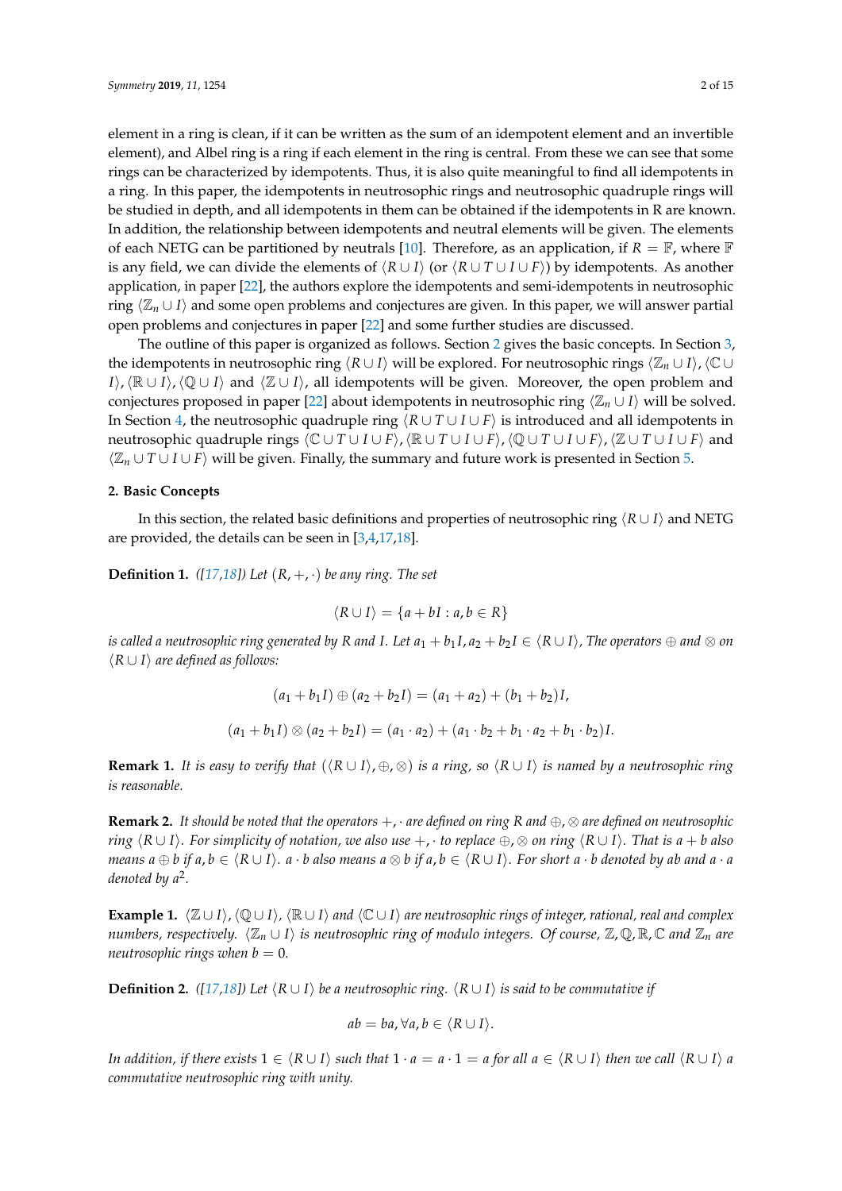element in a ring is clean, if it can be written as the sum of an idempotent element and an invertible element), and Albel ring is a ring if each element in the ring is central. From these we can see that some rings can be characterized by idempotents. Thus, it is also quite meaningful to find all idempotents in a ring. In this paper, the idempotents in neutrosophic rings and neutrosophic quadruple rings will be studied in depth, and all idempotents in them can be obtained if the idempotents in R are known. In addition, the relationship between idempotents and neutral elements will be given. The elements of each NETG can be partitioned by neutrals [10]. Therefore, as an application, if $R = \mathbb{F}$, where $\mathbb{F}$ is any field, we can divide the elements of $\langle R \cup I \rangle$ (or $\langle R \cup T \cup I \cup F \rangle$) by idempotents. As another application, in paper [22], the authors explore the idempotents and semi-idempotents in neutrosophic ring $\langle \mathbb{Z}_n \cup I \rangle$ and some open problems and conjectures are given. In this paper, we will answer partial open problems and conjectures in paper [22] and some further studies are discussed.

The outline of this paper is organized as follows. Section 2 gives the basic concepts. In Section 3, the idempotents in neutrosophic ring $\langle R \cup I \rangle$ will be explored. For neutrosophic rings $\langle \mathbb{Z}_n \cup I \rangle$, $\langle \mathbb{C} \cup I \rangle$, $\langle \mathbb{R} \cup I \rangle$, $\langle \mathbb{Q} \cup I \rangle$ and $\langle \mathbb{Z} \cup I \rangle$, all idempotents will be given. Moreover, the open problem and conjectures proposed in paper [22] about idempotents in neutrosophic ring $\langle \mathbb{Z}_n \cup I \rangle$ will be solved. In Section 4, the neutrosophic quadruple ring $\langle R \cup T \cup I \cup F \rangle$ is introduced and all idempotents in neutrosophic quadruple rings $\langle \mathbb{C} \cup T \cup I \cup F \rangle$, $\langle \mathbb{R} \cup T \cup I \cup F \rangle$, $\langle \mathbb{Q} \cup T \cup I \cup F \rangle$, $\langle \mathbb{Z} \cup T \cup I \cup F \rangle$ and $\langle \mathbb{Z}_n \cup T \cup I \cup F \rangle$ will be given. Finally, the summary and future work is presented in Section 5.

## 2. Basic Concepts

In this section, the related basic definitions and properties of neutrosophic ring $\langle R \cup I \rangle$ and NETG are provided, the details can be seen in [3,4,17,18].

**Definition 1.** *([17,18]) Let $(R, +, \cdot)$ be any ring. The set*

$$\langle R \cup I \rangle = \{a + bI : a, b \in R\}$$

*is called a neutrosophic ring generated by R and I. Let $a_1 + b_1 I, a_2 + b_2 I \in \langle R \cup I \rangle$, The operators $\oplus$ and $\otimes$ on $\langle R \cup I \rangle$ are defined as follows:*

$$(a_1 + b_1 I) \oplus (a_2 + b_2 I) = (a_1 + a_2) + (b_1 + b_2) I,$$

$$(a_1 + b_1 I) \otimes (a_2 + b_2 I) = (a_1 \cdot a_2) + (a_1 \cdot b_2 + b_1 \cdot a_2 + b_1 \cdot b_2) I.$$

**Remark 1.** *It is easy to verify that $(\langle R \cup I \rangle, \oplus, \otimes)$ is a ring, so $\langle R \cup I \rangle$ is named by a neutrosophic ring is reasonable.*

**Remark 2.** *It should be noted that the operators $+, \cdot$ are defined on ring R and $\oplus, \otimes$ are defined on neutrosophic ring $\langle R \cup I \rangle$. For simplicity of notation, we also use $+, \cdot$ to replace $\oplus, \otimes$ on ring $\langle R \cup I \rangle$. That is $a + b$ also means $a \oplus b$ if $a, b \in \langle R \cup I \rangle$. $a \cdot b$ also means $a \otimes b$ if $a, b \in \langle R \cup I \rangle$. For short $a \cdot b$ denoted by $ab$ and $a \cdot a$ denoted by $a^2$.*

**Example 1.** *$\langle \mathbb{Z} \cup I \rangle$, $\langle \mathbb{Q} \cup I \rangle$, $\langle \mathbb{R} \cup I \rangle$ and $\langle \mathbb{C} \cup I \rangle$ are neutrosophic rings of integer, rational, real and complex numbers, respectively. $\langle \mathbb{Z}_n \cup I \rangle$ is neutrosophic ring of modulo integers. Of course, $\mathbb{Z}, \mathbb{Q}, \mathbb{R}, \mathbb{C}$ and $\mathbb{Z}_n$ are neutrosophic rings when $b = 0$.*

**Definition 2.** *([17,18]) Let $\langle R \cup I \rangle$ be a neutrosophic ring. $\langle R \cup I \rangle$ is said to be commutative if*

$$ab = ba, \forall a, b \in \langle R \cup I \rangle.$$

*In addition, if there exists $1 \in \langle R \cup I \rangle$ such that $1 \cdot a = a \cdot 1 = a$ for all $a \in \langle R \cup I \rangle$ then we call $\langle R \cup I \rangle$ a commutative neutrosophic ring with unity.*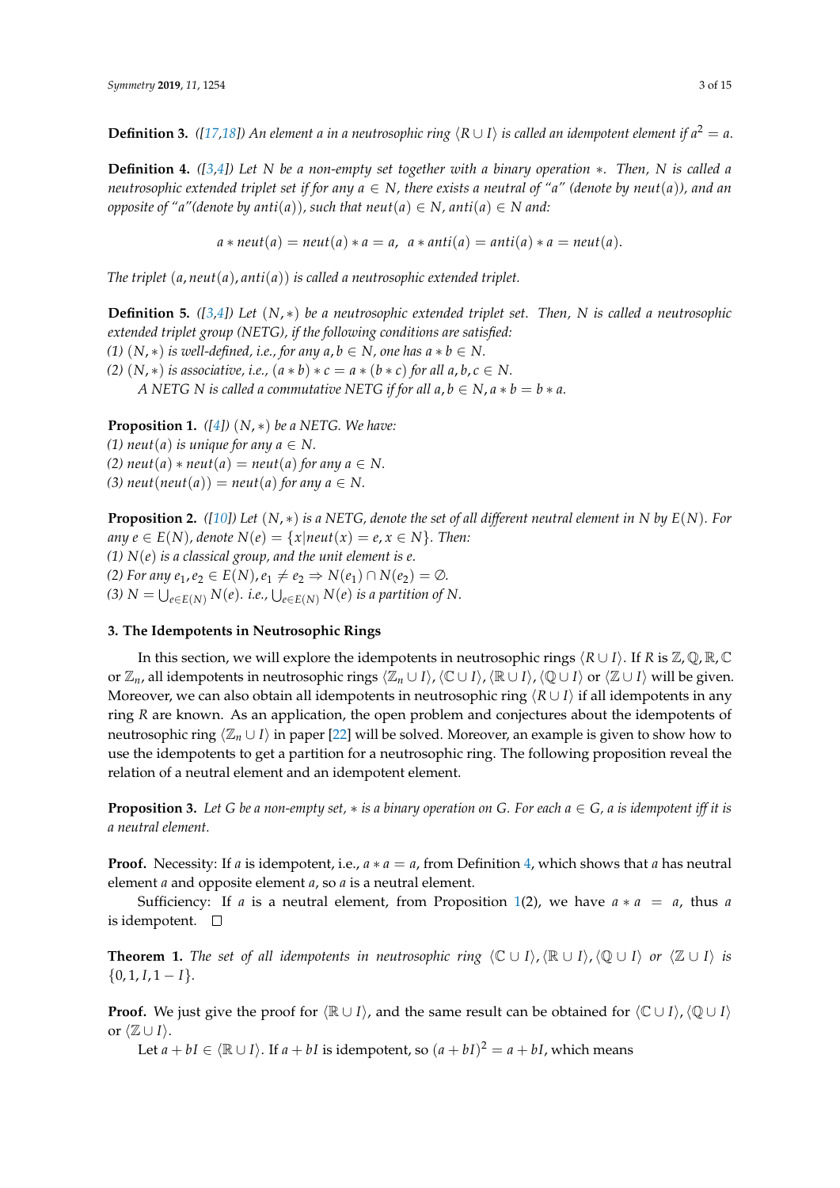**Definition 3.** *([17,18]) An element a in a neutrosophic ring $\langle R \cup I \rangle$ is called an idempotent element if $a^2 = a$.*

**Definition 4.** *([3,4]) Let N be a non-empty set together with a binary operation $*$. Then, N is called a neutrosophic extended triplet set if for any $a \in N$, there exists a neutral of "a" (denote by $neut(a)$), and an opposite of "a"(denote by $anti(a)$), such that $neut(a) \in N$, $anti(a) \in N$ and:*

$$a * neut(a) = neut(a) * a = a, \;\; a * anti(a) = anti(a) * a = neut(a).$$

*The triplet $(a, neut(a), anti(a))$ is called a neutrosophic extended triplet.*

**Definition 5.** *([3,4]) Let $(N, *)$ be a neutrosophic extended triplet set. Then, N is called a neutrosophic extended triplet group (NETG), if the following conditions are satisfied:*
*(1) $(N, *)$ is well-defined, i.e., for any $a, b \in N$, one has $a * b \in N$.*
*(2) $(N, *)$ is associative, i.e., $(a * b) * c = a * (b * c)$ for all $a, b, c \in N$.*
*A NETG N is called a commutative NETG if for all $a, b \in N, a * b = b * a$.*

**Proposition 1.** *([4]) $(N, *)$ be a NETG. We have:*
*(1) $neut(a)$ is unique for any $a \in N$.*
*(2) $neut(a) * neut(a) = neut(a)$ for any $a \in N$.*
*(3) $neut(neut(a)) = neut(a)$ for any $a \in N$.*

**Proposition 2.** *([10]) Let $(N, *)$ is a NETG, denote the set of all different neutral element in N by $E(N)$. For any $e \in E(N)$, denote $N(e) = \{x | neut(x) = e, x \in N\}$. Then:*
*(1) $N(e)$ is a classical group, and the unit element is e.*
*(2) For any $e_1, e_2 \in E(N), e_1 \neq e_2 \Rightarrow N(e_1) \cap N(e_2) = \emptyset$.*
*(3) $N = \bigcup_{e \in E(N)} N(e)$. i.e., $\bigcup_{e \in E(N)} N(e)$ is a partition of N.*

## 3. The Idempotents in Neutrosophic Rings

In this section, we will explore the idempotents in neutrosophic rings $\langle R \cup I \rangle$. If R is $\mathbb{Z}, \mathbb{Q}, \mathbb{R}, \mathbb{C}$ or $\mathbb{Z}_n$, all idempotents in neutrosophic rings $\langle \mathbb{Z}_n \cup I \rangle$, $\langle \mathbb{C} \cup I \rangle$, $\langle \mathbb{R} \cup I \rangle$, $\langle \mathbb{Q} \cup I \rangle$ or $\langle \mathbb{Z} \cup I \rangle$ will be given. Moreover, we can also obtain all idempotents in neutrosophic ring $\langle R \cup I \rangle$ if all idempotents in any ring R are known. As an application, the open problem and conjectures about the idempotents of neutrosophic ring $\langle \mathbb{Z}_n \cup I \rangle$ in paper [22] will be solved. Moreover, an example is given to show how to use the idempotents to get a partition for a neutrosophic ring. The following proposition reveal the relation of a neutral element and an idempotent element.

**Proposition 3.** *Let G be a non-empty set, $*$ is a binary operation on G. For each $a \in G$, a is idempotent iff it is a neutral element.*

**Proof.** Necessity: If $a$ is idempotent, i.e., $a * a = a$, from Definition 4, which shows that $a$ has neutral element $a$ and opposite element $a$, so $a$ is a neutral element.

Sufficiency: If $a$ is a neutral element, from Proposition 1(2), we have $a * a = a$, thus $a$ is idempotent. □

**Theorem 1.** *The set of all idempotents in neutrosophic ring $\langle \mathbb{C} \cup I \rangle, \langle \mathbb{R} \cup I \rangle, \langle \mathbb{Q} \cup I \rangle$ or $\langle \mathbb{Z} \cup I \rangle$ is $\{0, 1, I, 1 - I\}$.*

**Proof.** We just give the proof for $\langle \mathbb{R} \cup I \rangle$, and the same result can be obtained for $\langle \mathbb{C} \cup I \rangle, \langle \mathbb{Q} \cup I \rangle$ or $\langle \mathbb{Z} \cup I \rangle$.

Let $a + bI \in \langle \mathbb{R} \cup I \rangle$. If $a + bI$ is idempotent, so $(a + bI)^2 = a + bI$, which means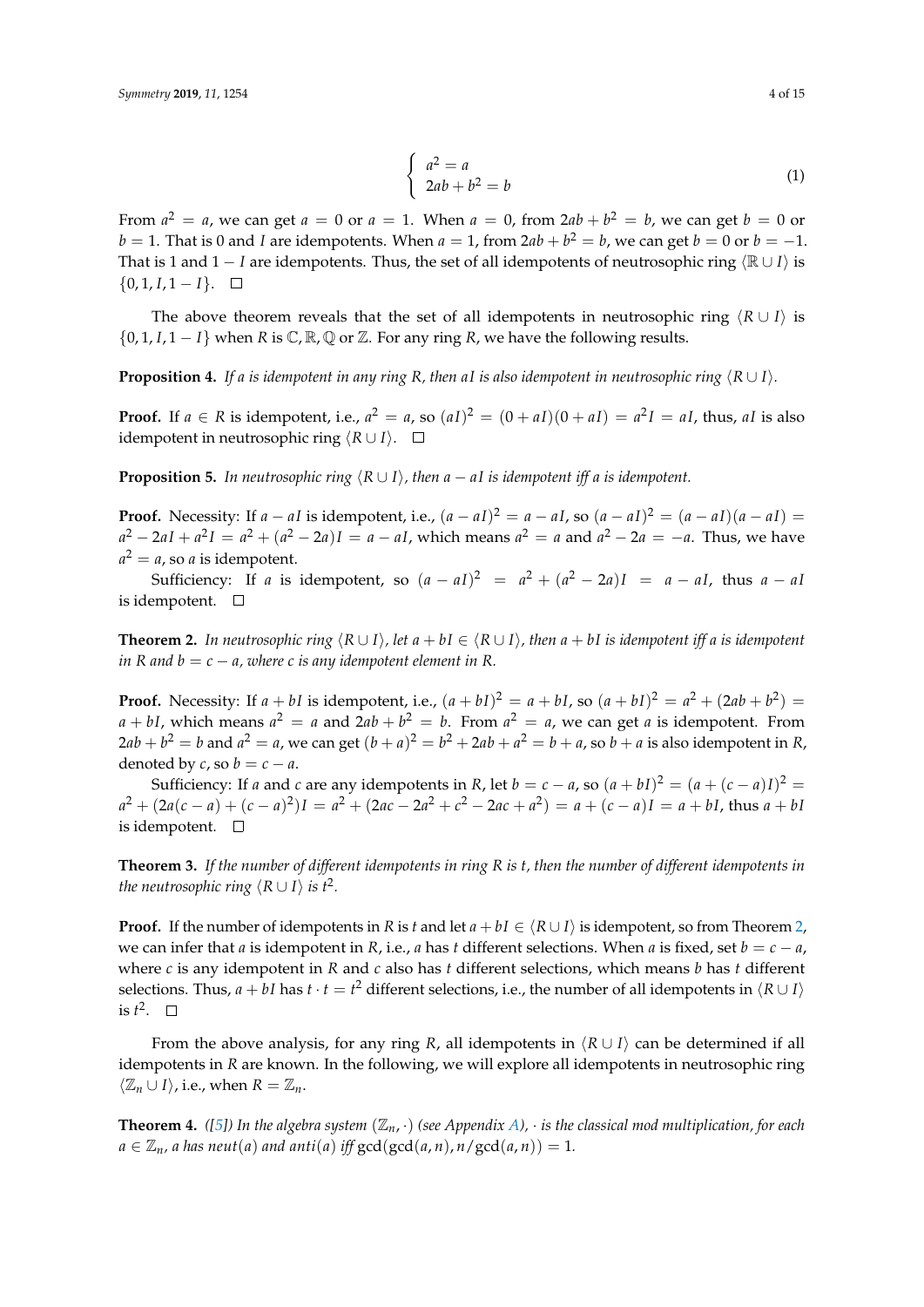$$
\begin{cases} a^2 = a \\ 2ab + b^2 = b \end{cases} \tag{1}
$$

From $a^2 = a$, we can get $a = 0$ or $a = 1$. When $a = 0$, from $2ab + b^2 = b$, we can get $b = 0$ or $b = 1$. That is 0 and $I$ are idempotents. When $a = 1$, from $2ab + b^2 = b$, we can get $b = 0$ or $b = -1$. That is 1 and $1 - I$ are idempotents. Thus, the set of all idempotents of neutrosophic ring $\langle \mathbb{R} \cup I \rangle$ is $\{0, 1, I, 1 - I\}$. □

The above theorem reveals that the set of all idempotents in neutrosophic ring $\langle R \cup I \rangle$ is $\{0, 1, I, 1 - I\}$ when $R$ is $\mathbb{C}, \mathbb{R}, \mathbb{Q}$ or $\mathbb{Z}$. For any ring $R$, we have the following results.

**Proposition 4.** *If $a$ is idempotent in any ring $R$, then $aI$ is also idempotent in neutrosophic ring $\langle R \cup I \rangle$.*

**Proof.** If $a \in R$ is idempotent, i.e., $a^2 = a$, so $(aI)^2 = (0 + aI)(0 + aI) = a^2 I = aI$, thus, $aI$ is also idempotent in neutrosophic ring $\langle R \cup I \rangle$. □

**Proposition 5.** *In neutrosophic ring $\langle R \cup I \rangle$, then $a - aI$ is idempotent iff $a$ is idempotent.*

**Proof.** Necessity: If $a - aI$ is idempotent, i.e., $(a - aI)^2 = a - aI$, so $(a - aI)^2 = (a - aI)(a - aI) = a^2 - 2aI + a^2 I = a^2 + (a^2 - 2a)I = a - aI$, which means $a^2 = a$ and $a^2 - 2a = -a$. Thus, we have $a^2 = a$, so $a$ is idempotent.

Sufficiency: If $a$ is idempotent, so $(a - aI)^2 = a^2 + (a^2 - 2a)I = a - aI$, thus $a - aI$ is idempotent. □

**Theorem 2.** *In neutrosophic ring $\langle R \cup I \rangle$, let $a + bI \in \langle R \cup I \rangle$, then $a + bI$ is idempotent iff $a$ is idempotent in $R$ and $b = c - a$, where $c$ is any idempotent element in $R$.*

**Proof.** Necessity: If $a + bI$ is idempotent, i.e., $(a + bI)^2 = a + bI$, so $(a + bI)^2 = a^2 + (2ab + b^2) = a + bI$, which means $a^2 = a$ and $2ab + b^2 = b$. From $a^2 = a$, we can get $a$ is idempotent. From $2ab + b^2 = b$ and $a^2 = a$, we can get $(b + a)^2 = b^2 + 2ab + a^2 = b + a$, so $b + a$ is also idempotent in $R$, denoted by $c$, so $b = c - a$.

Sufficiency: If $a$ and $c$ are any idempotents in $R$, let $b = c - a$, so $(a + bI)^2 = (a + (c - a)I)^2 = a^2 + (2a(c - a) + (c - a)^2)I = a^2 + (2ac - 2a^2 + c^2 - 2ac + a^2) = a + (c - a)I = a + bI$, thus $a + bI$ is idempotent. □

**Theorem 3.** *If the number of different idempotents in ring $R$ is $t$, then the number of different idempotents in the neutrosophic ring $\langle R \cup I \rangle$ is $t^2$.*

**Proof.** If the number of idempotents in $R$ is $t$ and let $a + bI \in \langle R \cup I \rangle$ is idempotent, so from Theorem 2, we can infer that $a$ is idempotent in $R$, i.e., $a$ has $t$ different selections. When $a$ is fixed, set $b = c - a$, where $c$ is any idempotent in $R$ and $c$ also has $t$ different selections, which means $b$ has $t$ different selections. Thus, $a + bI$ has $t \cdot t = t^2$ different selections, i.e., the number of all idempotents in $\langle R \cup I \rangle$ is $t^2$. □

From the above analysis, for any ring $R$, all idempotents in $\langle R \cup I \rangle$ can be determined if all idempotents in $R$ are known. In the following, we will explore all idempotents in neutrosophic ring $\langle \mathbb{Z}_n \cup I \rangle$, i.e., when $R = \mathbb{Z}_n$.

**Theorem 4.** *([5]) In the algebra system $(\mathbb{Z}_n, \cdot)$ (see Appendix A), $\cdot$ is the classical mod multiplication, for each $a \in \mathbb{Z}_n$, $a$ has $neut(a)$ and $anti(a)$ iff $\gcd(\gcd(a, n), n/\gcd(a, n)) = 1$.*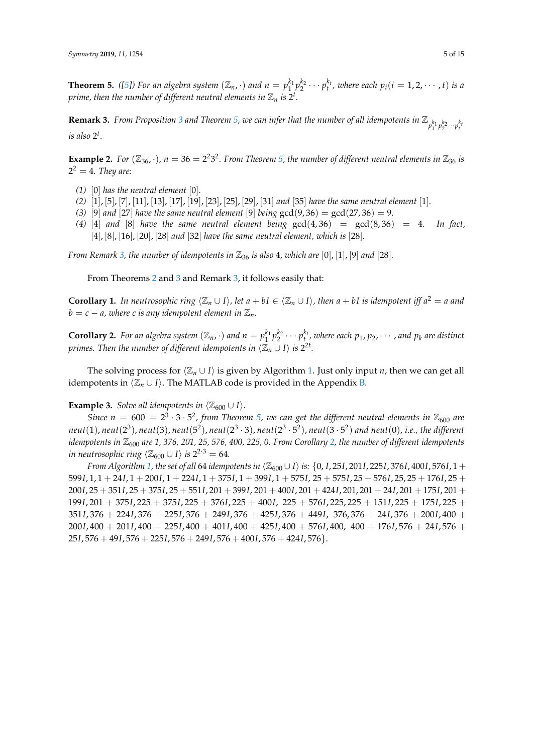**Theorem 5.** *([5]) For an algebra system $(\mathbb{Z}_n, \cdot)$ and $n = p_1^{k_1} p_2^{k_2} \cdots p_t^{k_t}$, where each $p_i (i = 1, 2, \cdots, t)$ is a prime, then the number of different neutral elements in $\mathbb{Z}_n$ is $2^t$.*

**Remark 3.** *From Proposition 3 and Theorem 5, we can infer that the number of all idempotents in $\mathbb{Z}_{p_1^{k_1} p_2^{k_2} \cdots p_t^{k_t}}$ is also $2^t$.*

**Example 2.** *For $(\mathbb{Z}_{36}, \cdot)$, $n = 36 = 2^2 3^2$. From Theorem 5, the number of different neutral elements in $\mathbb{Z}_{36}$ is $2^2 = 4$. They are:*

*(1)* $[0]$ *has the neutral element* $[0]$.

*(2)* $[1], [5], [7], [11], [13], [17], [19], [23], [25], [29], [31]$ *and* $[35]$ *have the same neutral element* $[1]$.

*(3)* $[9]$ *and* $[27]$ *have the same neutral element* $[9]$ *being* $\gcd(9, 36) = \gcd(27, 36) = 9$.

*(4)* $[4]$ *and* $[8]$ *have the same neutral element being* $\gcd(4, 36) = \gcd(8, 36) = 4$. *In fact,* $[4], [8], [16], [20], [28]$ *and* $[32]$ *have the same neutral element, which is* $[28]$.

*From Remark 3, the number of idempotents in $\mathbb{Z}_{36}$ is also 4, which are $[0]$, $[1]$, $[9]$ and $[28]$.*

From Theorems 2 and 3 and Remark 3, it follows easily that:

**Corollary 1.** *In neutrosophic ring $\langle \mathbb{Z}_n \cup I \rangle$, let $a + bI \in \langle \mathbb{Z}_n \cup I \rangle$, then $a + bI$ is idempotent iff $a^2 = a$ and $b = c - a$, where $c$ is any idempotent element in $\mathbb{Z}_n$.*

**Corollary 2.** *For an algebra system $(\mathbb{Z}_n, \cdot)$ and $n = p_1^{k_1} p_2^{k_2} \cdots p_t^{k_t}$, where each $p_1, p_2, \cdots$, and $p_k$ are distinct primes. Then the number of different idempotents in $\langle \mathbb{Z}_n \cup I \rangle$ is $2^{2t}$.*

The solving process for $\langle \mathbb{Z}_n \cup I \rangle$ is given by Algorithm 1. Just only input $n$, then we can get all idempotents in $\langle \mathbb{Z}_n \cup I \rangle$. The MATLAB code is provided in the Appendix B.

**Example 3.** *Solve all idempotents in $\langle \mathbb{Z}_{600} \cup I \rangle$.*

*Since $n = 600 = 2^3 \cdot 3 \cdot 5^2$, from Theorem 5, we can get the different neutral elements in $\mathbb{Z}_{600}$ are $neut(1), neut(2^3), neut(3), neut(5^2), neut(2^3 \cdot 3), neut(2^3 \cdot 5^2), neut(3 \cdot 5^2)$ and $neut(0)$, i.e., the different idempotents in $\mathbb{Z}_{600}$ are 1, 376, 201, 25, 576, 400, 225, 0. From Corollary 2, the number of different idempotents in neutrosophic ring $\langle \mathbb{Z}_{600} \cup I \rangle$ is $2^{2 \cdot 3} = 64$.*

*From Algorithm 1, the set of all 64 idempotents in $\langle \mathbb{Z}_{600} \cup I \rangle$ is:* $\{0, I, 25I, 201I, 225I, 376I, 400I, 576I, 1 + 599I, 1, 1 + 24I, 1 + 200I, 1 + 224I, 1 + 375I, 1 + 399I, 1 + 575I, 25 + 575I, 25 + 576I, 25, 25 + 176I, 25 + 200I, 25 + 351I, 25 + 375I, 25 + 551I, 201 + 399I, 201 + 400I, 201 + 424I, 201, 201 + 24I, 201 + 175I, 201 + 199I, 201 + 375I, 225 + 375I, 225 + 376I, 225 + 400I, 225 + 576I, 225, 225 + 151I, 225 + 175I, 225 + 351I, 376 + 224I, 376 + 225I, 376 + 249I, 376 + 425I, 376 + 449I, 376, 376 + 24I, 376 + 200I, 400 + 200I, 400 + 201I, 400 + 225I, 400 + 401I, 400 + 425I, 400 + 576I, 400, 400 + 176I, 576 + 24I, 576 + 25I, 576 + 49I, 576 + 225I, 576 + 249I, 576 + 400I, 576 + 424I, 576\}$.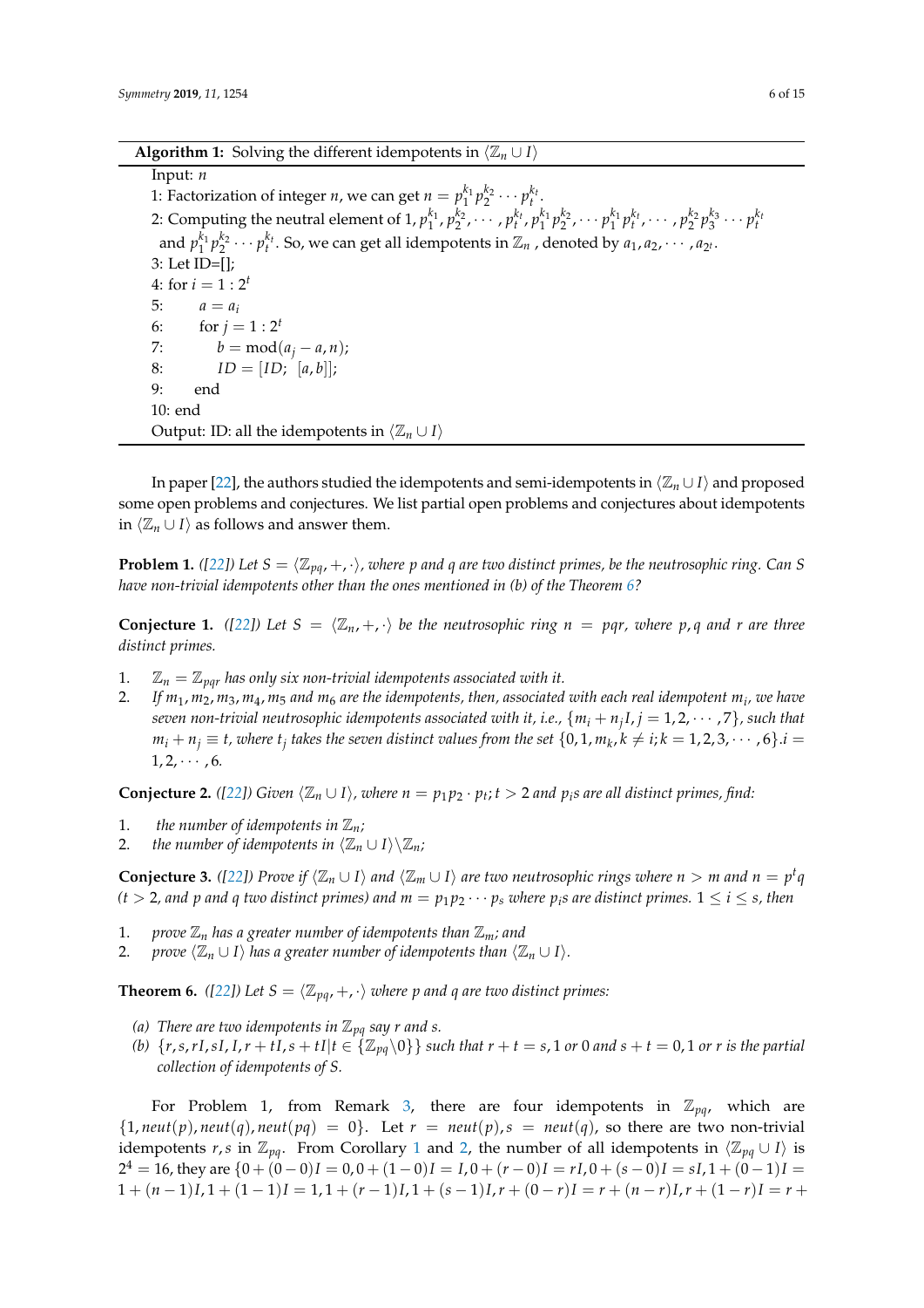**Algorithm 1:** Solving the different idempotents in $\langle \mathbb{Z}_n \cup I \rangle$

```
Input: n
1: Factorization of integer n, we can get n = p_1^{k_1} p_2^{k_2} ··· p_t^{k_t}.
2: Computing the neutral element of 1, p_1^{k_1}, p_2^{k_2}, ···, p_t^{k_t}, p_1^{k_1} p_2^{k_2}, ··· p_1^{k_1} p_t^{k_t}, ···, p_2^{k_2} p_3^{k_3} ··· p_t^{k_t}
   and p_1^{k_1} p_2^{k_2} ··· p_t^{k_t}. So, we can get all idempotents in Z_n, denoted by a_1, a_2, ···, a_{2^t}.
3: Let ID=[];
4: for i = 1 : 2^t
5:     a = a_i
6:     for j = 1 : 2^t
7:         b = mod(a_j − a, n);
8:         ID = [ID; [a, b]];
9:     end
10: end
Output: ID: all the idempotents in ⟨Z_n ∪ I⟩
```

In paper [22], the authors studied the idempotents and semi-idempotents in $\langle \mathbb{Z}_n \cup I \rangle$ and proposed some open problems and conjectures. We list partial open problems and conjectures about idempotents in $\langle \mathbb{Z}_n \cup I \rangle$ as follows and answer them.

**Problem 1.** *([22]) Let $S = \langle \mathbb{Z}_{pq}, +, \cdot \rangle$, where p and q are two distinct primes, be the neutrosophic ring. Can S have non-trivial idempotents other than the ones mentioned in (b) of the Theorem 6?*

**Conjecture 1.** *([22]) Let $S = \langle \mathbb{Z}_n, +, \cdot \rangle$ be the neutrosophic ring $n = pqr$, where p, q and r are three distinct primes.*

1. *$\mathbb{Z}_n = \mathbb{Z}_{pqr}$ has only six non-trivial idempotents associated with it.*
2. *If $m_1, m_2, m_3, m_4, m_5$ and $m_6$ are the idempotents, then, associated with each real idempotent $m_i$, we have seven non-trivial neutrosophic idempotents associated with it, i.e., $\{m_i + n_j I, j = 1, 2, \cdots, 7\}$, such that $m_i + n_j \equiv t$, where $t_j$ takes the seven distinct values from the set $\{0, 1, m_k, k \neq i; k = 1, 2, 3, \cdots, 6\}. i = 1, 2, \cdots, 6$.*

**Conjecture 2.** *([22]) Given $\langle \mathbb{Z}_n \cup I \rangle$, where $n = p_1 p_2 \cdot p_t; t > 2$ and $p_i$s are all distinct primes, find:*

1. *the number of idempotents in $\mathbb{Z}_n$;*
2. *the number of idempotents in $\langle \mathbb{Z}_n \cup I \rangle \backslash \mathbb{Z}_n$;*

**Conjecture 3.** *([22]) Prove if $\langle \mathbb{Z}_n \cup I \rangle$ and $\langle \mathbb{Z}_m \cup I \rangle$ are two neutrosophic rings where $n > m$ and $n = p^t q$ ($t > 2$, and p and q two distinct primes) and $m = p_1 p_2 \cdots p_s$ where $p_i$s are distinct primes. $1 \leq i \leq s$, then*

1. *prove $\mathbb{Z}_n$ has a greater number of idempotents than $\mathbb{Z}_m$; and*
2. *prove $\langle \mathbb{Z}_n \cup I \rangle$ has a greater number of idempotents than $\langle \mathbb{Z}_n \cup I \rangle$.*

**Theorem 6.** *([22]) Let $S = \langle \mathbb{Z}_{pq}, +, \cdot \rangle$ where p and q are two distinct primes:*

*(a) There are two idempotents in $\mathbb{Z}_{pq}$ say r and s.*

*(b) $\{r, s, rI, sI, I, r + tI, s + tI | t \in \{\mathbb{Z}_{pq} \backslash 0\}\}$ such that $r + t = s, 1$ or $0$ and $s + t = 0, 1$ or r is the partial collection of idempotents of S.*

For Problem 1, from Remark 3, there are four idempotents in $\mathbb{Z}_{pq}$, which are $\{1, neut(p), neut(q), neut(pq) = 0\}$. Let $r = neut(p), s = neut(q)$, so there are two non-trivial idempotents $r, s$ in $\mathbb{Z}_{pq}$. From Corollary 1 and 2, the number of all idempotents in $\langle \mathbb{Z}_{pq} \cup I \rangle$ is $2^4 = 16$, they are $\{0 + (0-0)I = 0, 0 + (1-0)I = I, 0 + (r-0)I = rI, 0 + (s-0)I = sI, 1 + (0-1)I = 1 + (n-1)I, 1 + (1-1)I = 1, 1 + (r-1)I, 1 + (s-1)I, r + (0-r)I = r + (n-r)I, r + (1-r)I = r +$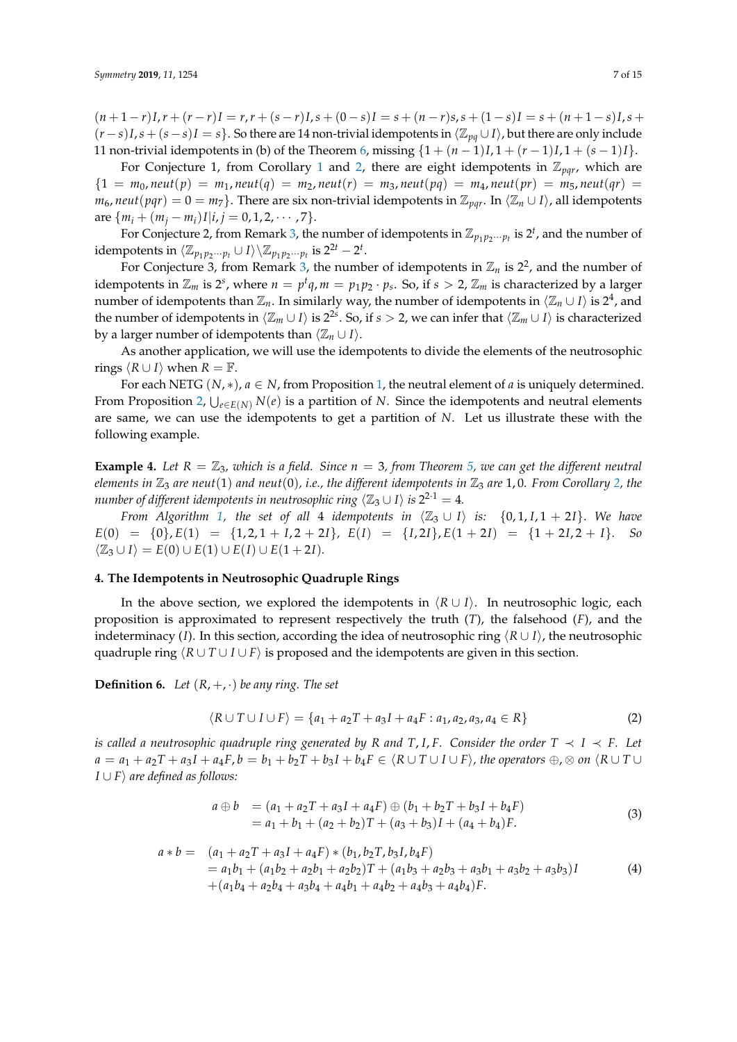$(n+1-r)I, r+(r-r)I = r, r+(s-r)I, s+(0-s)I = s+(n-r)s, s+(1-s)I = s+(n+1-s)I, s+(r-s)I, s+(s-s)I = s\}$. So there are 14 non-trivial idempotents in $\langle \mathbb{Z}_{pq} \cup I \rangle$, but there are only include 11 non-trivial idempotents in (b) of the Theorem 6, missing $\{1+(n-1)I, 1+(r-1)I, 1+(s-1)I\}$.

For Conjecture 1, from Corollary 1 and 2, there are eight idempotents in $\mathbb{Z}_{pqr}$, which are $\{1 = m_0, neut(p) = m_1, neut(q) = m_2, neut(r) = m_3, neut(pq) = m_4, neut(pr) = m_5, neut(qr) = m_6, neut(pqr) = 0 = m_7\}$. There are six non-trivial idempotents in $\mathbb{Z}_{pqr}$. In $\langle \mathbb{Z}_n \cup I \rangle$, all idempotents are $\{m_i + (m_j - m_i)I | i, j = 0, 1, 2, \cdots, 7\}$.

For Conjecture 2, from Remark 3, the number of idempotents in $\mathbb{Z}_{p_1 p_2 \cdots p_t}$ is $2^t$, and the number of idempotents in $\langle \mathbb{Z}_{p_1 p_2 \cdots p_t} \cup I \rangle \backslash \mathbb{Z}_{p_1 p_2 \cdots p_t}$ is $2^{2t} - 2^t$.

For Conjecture 3, from Remark 3, the number of idempotents in $\mathbb{Z}_n$ is $2^2$, and the number of idempotents in $\mathbb{Z}_m$ is $2^s$, where $n = p^t q, m = p_1 p_2 \cdot p_s$. So, if $s > 2$, $\mathbb{Z}_m$ is characterized by a larger number of idempotents than $\mathbb{Z}_n$. In similarly way, the number of idempotents in $\langle \mathbb{Z}_n \cup I \rangle$ is $2^4$, and the number of idempotents in $\langle \mathbb{Z}_m \cup I \rangle$ is $2^{2s}$. So, if $s > 2$, we can infer that $\langle \mathbb{Z}_m \cup I \rangle$ is characterized by a larger number of idempotents than $\langle \mathbb{Z}_n \cup I \rangle$.

As another application, we will use the idempotents to divide the elements of the neutrosophic rings $\langle R \cup I \rangle$ when $R = \mathbb{F}$.

For each NETG $(N, *)$, $a \in N$, from Proposition 1, the neutral element of $a$ is uniquely determined. From Proposition 2, $\bigcup_{e \in E(N)} N(e)$ is a partition of $N$. Since the idempotents and neutral elements are same, we can use the idempotents to get a partition of $N$. Let us illustrate these with the following example.

**Example 4.** *Let $R = \mathbb{Z}_3$, which is a field. Since $n = 3$, from Theorem 5, we can get the different neutral elements in $\mathbb{Z}_3$ are $neut(1)$ and $neut(0)$, i.e., the different idempotents in $\mathbb{Z}_3$ are $1, 0$. From Corollary 2, the number of different idempotents in neutrosophic ring $\langle \mathbb{Z}_3 \cup I \rangle$ is $2^{2 \cdot 1} = 4$.*

*From Algorithm 1, the set of all 4 idempotents in $\langle \mathbb{Z}_3 \cup I \rangle$ is: $\{0, 1, I, 1+2I\}$. We have $E(0) = \{0\}, E(1) = \{1, 2, 1+I, 2+2I\}$, $E(I) = \{I, 2I\}, E(1+2I) = \{1+2I, 2+I\}$. So $\langle \mathbb{Z}_3 \cup I \rangle = E(0) \cup E(1) \cup E(I) \cup E(1+2I)$.*

## 4. The Idempotents in Neutrosophic Quadruple Rings

In the above section, we explored the idempotents in $\langle R \cup I \rangle$. In neutrosophic logic, each proposition is approximated to represent respectively the truth ($T$), the falsehood ($F$), and the indeterminacy ($I$). In this section, according the idea of neutrosophic ring $\langle R \cup I \rangle$, the neutrosophic quadruple ring $\langle R \cup T \cup I \cup F \rangle$ is proposed and the idempotents are given in this section.

**Definition 6.** *Let $(R, +, \cdot)$ be any ring. The set*

$$\langle R \cup T \cup I \cup F \rangle = \{a_1 + a_2 T + a_3 I + a_4 F : a_1, a_2, a_3, a_4 \in R\} \tag{2}$$

*is called a neutrosophic quadruple ring generated by $R$ and $T, I, F$. Consider the order $T \prec I \prec F$. Let $a = a_1 + a_2 T + a_3 I + a_4 F, b = b_1 + b_2 T + b_3 I + b_4 F \in \langle R \cup T \cup I \cup F \rangle$, the operators $\oplus, \otimes$ on $\langle R \cup T \cup I \cup F \rangle$ are defined as follows:*

$$\begin{aligned} a \oplus b &= (a_1 + a_2 T + a_3 I + a_4 F) \oplus (b_1 + b_2 T + b_3 I + b_4 F) \\ &= a_1 + b_1 + (a_2 + b_2)T + (a_3 + b_3)I + (a_4 + b_4)F. \end{aligned} \tag{3}$$

$$\begin{aligned} a * b = \; & (a_1 + a_2 T + a_3 I + a_4 F) * (b_1, b_2 T, b_3 I, b_4 F) \\ & = a_1 b_1 + (a_1 b_2 + a_2 b_1 + a_2 b_2)T + (a_1 b_3 + a_2 b_3 + a_3 b_1 + a_3 b_2 + a_3 b_3)I \\ & + (a_1 b_4 + a_2 b_4 + a_3 b_4 + a_4 b_1 + a_4 b_2 + a_4 b_3 + a_4 b_4)F. \end{aligned} \tag{4}$$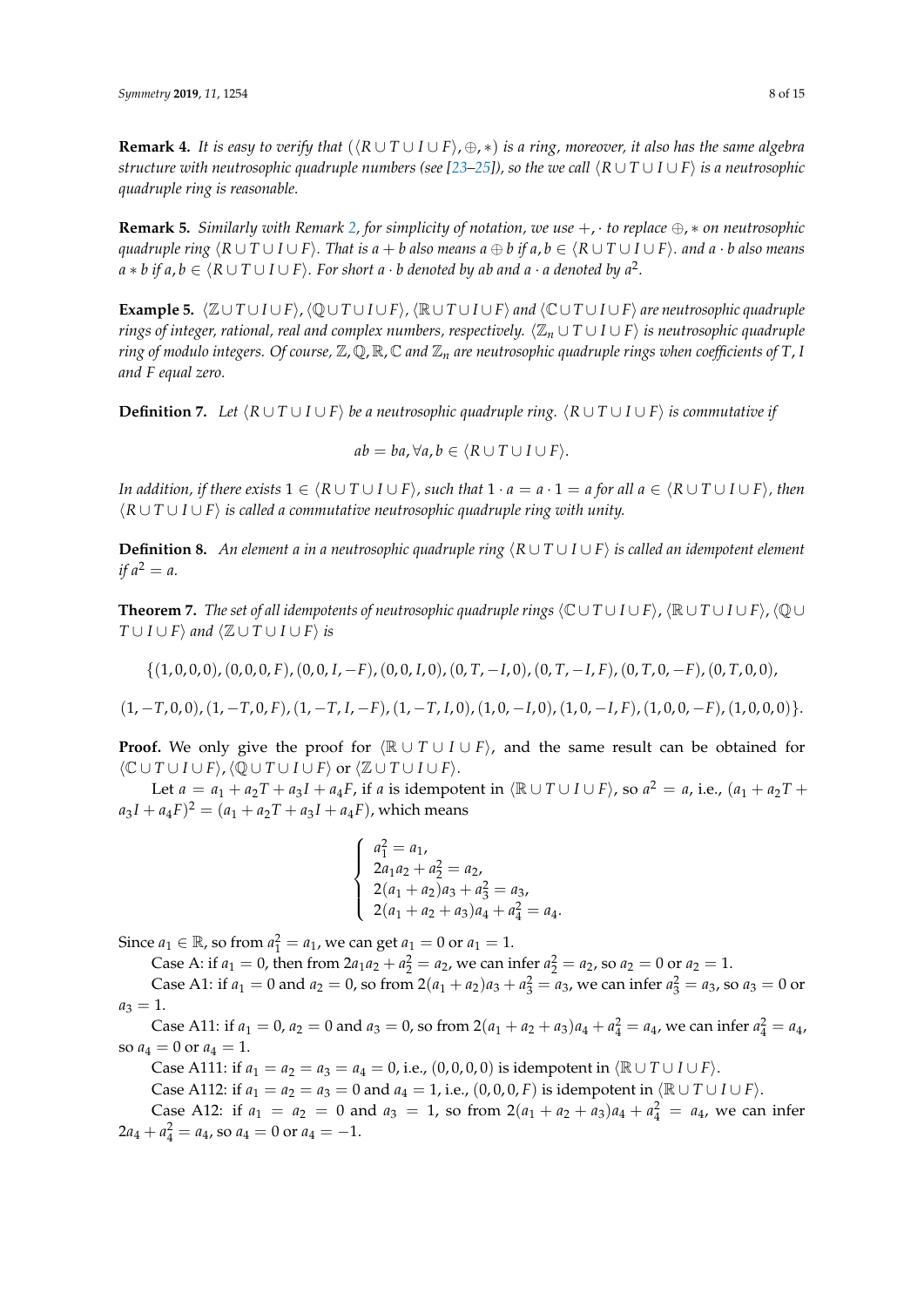**Remark 4.** *It is easy to verify that $(\langle R \cup T \cup I \cup F\rangle, \oplus, *)$ is a ring, moreover, it also has the same algebra structure with neutrosophic quadruple numbers (see [23–25]), so the we call $\langle R \cup T \cup I \cup F\rangle$ is a neutrosophic quadruple ring is reasonable.*

**Remark 5.** *Similarly with Remark 2, for simplicity of notation, we use $+, \cdot$ to replace $\oplus, *$ on neutrosophic quadruple ring $\langle R \cup T \cup I \cup F\rangle$. That is $a + b$ also means $a \oplus b$ if $a, b \in \langle R \cup T \cup I \cup F\rangle$. and $a \cdot b$ also means $a * b$ if $a, b \in \langle R \cup T \cup I \cup F\rangle$. For short $a \cdot b$ denoted by $ab$ and $a \cdot a$ denoted by $a^2$.*

**Example 5.** *$\langle \mathbb{Z} \cup T \cup I \cup F\rangle$, $\langle \mathbb{Q} \cup T \cup I \cup F\rangle$, $\langle \mathbb{R} \cup T \cup I \cup F\rangle$ and $\langle \mathbb{C} \cup T \cup I \cup F\rangle$ are neutrosophic quadruple rings of integer, rational, real and complex numbers, respectively. $\langle \mathbb{Z}_n \cup T \cup I \cup F\rangle$ is neutrosophic quadruple ring of modulo integers. Of course, $\mathbb{Z}, \mathbb{Q}, \mathbb{R}, \mathbb{C}$ and $\mathbb{Z}_n$ are neutrosophic quadruple rings when coefficients of $T$, $I$ and $F$ equal zero.*

**Definition 7.** *Let $\langle R \cup T \cup I \cup F\rangle$ be a neutrosophic quadruple ring. $\langle R \cup T \cup I \cup F\rangle$ is commutative if*

$$ab = ba, \forall a, b \in \langle R \cup T \cup I \cup F\rangle.$$

*In addition, if there exists $1 \in \langle R \cup T \cup I \cup F\rangle$, such that $1 \cdot a = a \cdot 1 = a$ for all $a \in \langle R \cup T \cup I \cup F\rangle$, then $\langle R \cup T \cup I \cup F\rangle$ is called a commutative neutrosophic quadruple ring with unity.*

**Definition 8.** *An element $a$ in a neutrosophic quadruple ring $\langle R \cup T \cup I \cup F\rangle$ is called an idempotent element if $a^2 = a$.*

**Theorem 7.** *The set of all idempotents of neutrosophic quadruple rings $\langle \mathbb{C} \cup T \cup I \cup F\rangle$, $\langle \mathbb{R} \cup T \cup I \cup F\rangle$, $\langle \mathbb{Q} \cup T \cup I \cup F\rangle$ and $\langle \mathbb{Z} \cup T \cup I \cup F\rangle$ is*

$$\{(1,0,0,0), (0,0,0,F), (0,0,I,-F), (0,0,I,0), (0,T,-I,0), (0,T,-I,F), (0,T,0,-F), (0,T,0,0),$$

$$(1,-T,0,0), (1,-T,0,F), (1,-T,I,-F), (1,-T,I,0), (1,0,-I,0), (1,0,-I,F), (1,0,0,-F), (1,0,0,0)\}.$$

**Proof.** We only give the proof for $\langle \mathbb{R} \cup T \cup I \cup F\rangle$, and the same result can be obtained for $\langle \mathbb{C} \cup T \cup I \cup F\rangle$, $\langle \mathbb{Q} \cup T \cup I \cup F\rangle$ or $\langle \mathbb{Z} \cup T \cup I \cup F\rangle$.

Let $a = a_1 + a_2T + a_3I + a_4F$, if $a$ is idempotent in $\langle \mathbb{R} \cup T \cup I \cup F\rangle$, so $a^2 = a$, i.e., $(a_1 + a_2T + a_3I + a_4F)^2 = (a_1 + a_2T + a_3I + a_4F)$, which means

$$\begin{cases} a_1^2 = a_1, \\ 2a_1a_2 + a_2^2 = a_2, \\ 2(a_1 + a_2)a_3 + a_3^2 = a_3, \\ 2(a_1 + a_2 + a_3)a_4 + a_4^2 = a_4. \end{cases}$$

Since $a_1 \in \mathbb{R}$, so from $a_1^2 = a_1$, we can get $a_1 = 0$ or $a_1 = 1$.

Case A: if $a_1 = 0$, then from $2a_1a_2 + a_2^2 = a_2$, we can infer $a_2^2 = a_2$, so $a_2 = 0$ or $a_2 = 1$.

Case A1: if $a_1 = 0$ and $a_2 = 0$, so from $2(a_1 + a_2)a_3 + a_3^2 = a_3$, we can infer $a_3^2 = a_3$, so $a_3 = 0$ or $a_3 = 1$.

Case A11: if $a_1 = 0$, $a_2 = 0$ and $a_3 = 0$, so from $2(a_1 + a_2 + a_3)a_4 + a_4^2 = a_4$, we can infer $a_4^2 = a_4$, so $a_4 = 0$ or $a_4 = 1$.

Case A111: if $a_1 = a_2 = a_3 = a_4 = 0$, i.e., $(0,0,0,0)$ is idempotent in $\langle \mathbb{R} \cup T \cup I \cup F\rangle$.

Case A112: if $a_1 = a_2 = a_3 = 0$ and $a_4 = 1$, i.e., $(0,0,0,F)$ is idempotent in $\langle \mathbb{R} \cup T \cup I \cup F\rangle$.

Case A12: if $a_1 = a_2 = 0$ and $a_3 = 1$, so from $2(a_1 + a_2 + a_3)a_4 + a_4^2 = a_4$, we can infer $2a_4 + a_4^2 = a_4$, so $a_4 = 0$ or $a_4 = -1$.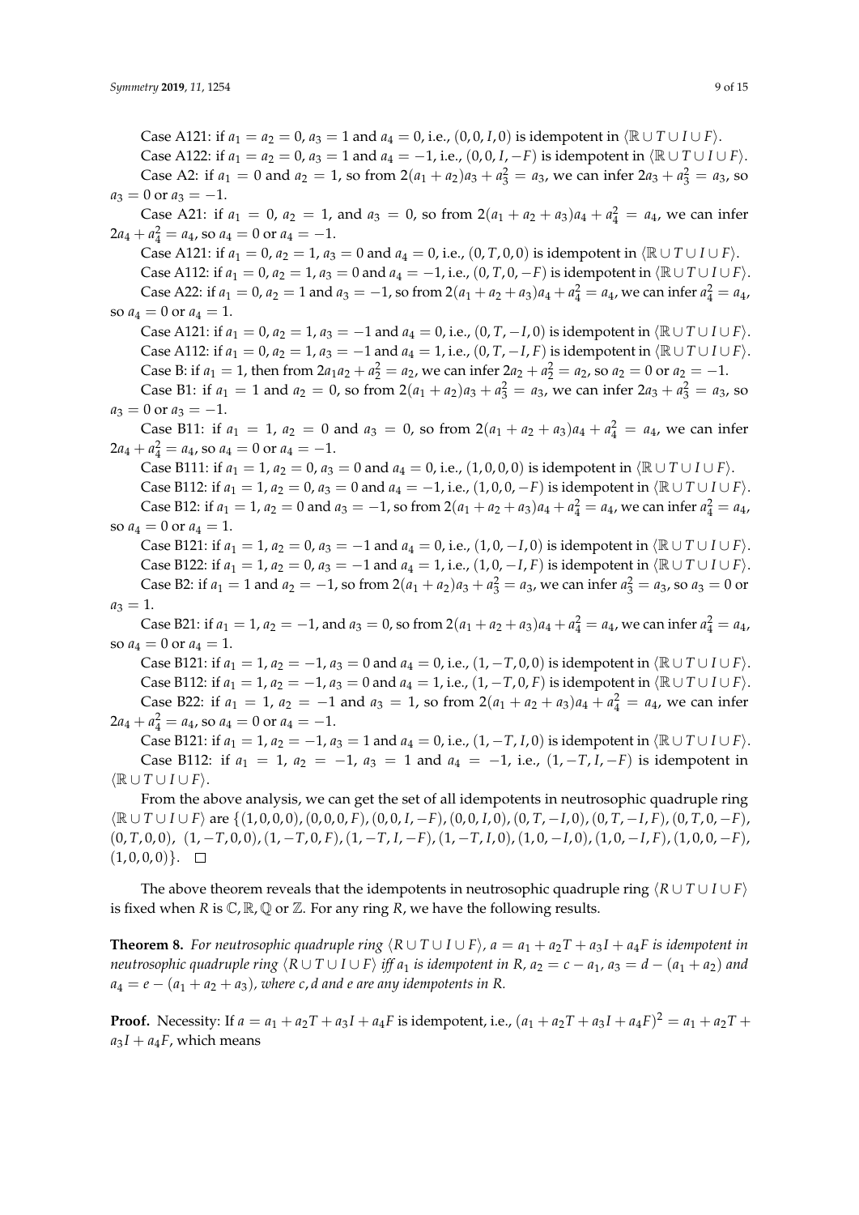Case A121: if $a_1 = a_2 = 0$, $a_3 = 1$ and $a_4 = 0$, i.e., $(0, 0, I, 0)$ is idempotent in $\langle \mathbb{R} \cup T \cup I \cup F \rangle$.

Case A122: if $a_1 = a_2 = 0$, $a_3 = 1$ and $a_4 = -1$, i.e., $(0, 0, I, -F)$ is idempotent in $\langle \mathbb{R} \cup T \cup I \cup F \rangle$.

Case A2: if $a_1 = 0$ and $a_2 = 1$, so from $2(a_1 + a_2)a_3 + a_3^2 = a_3$, we can infer $2a_3 + a_3^2 = a_3$, so $a_3 = 0$ or $a_3 = -1$.

Case A21: if $a_1 = 0$, $a_2 = 1$, and $a_3 = 0$, so from $2(a_1 + a_2 + a_3)a_4 + a_4^2 = a_4$, we can infer $2a_4 + a_4^2 = a_4$, so $a_4 = 0$ or $a_4 = -1$.

Case A121: if $a_1 = 0$, $a_2 = 1$, $a_3 = 0$ and $a_4 = 0$, i.e., $(0, T, 0, 0)$ is idempotent in $\langle \mathbb{R} \cup T \cup I \cup F \rangle$.

Case A112: if $a_1 = 0$, $a_2 = 1$, $a_3 = 0$ and $a_4 = -1$, i.e., $(0, T, 0, -F)$ is idempotent in $\langle \mathbb{R} \cup T \cup I \cup F \rangle$.

Case A22: if $a_1 = 0$, $a_2 = 1$ and $a_3 = -1$, so from $2(a_1 + a_2 + a_3)a_4 + a_4^2 = a_4$, we can infer $a_4^2 = a_4$, so $a_4 = 0$ or $a_4 = 1$.

Case A121: if $a_1 = 0$, $a_2 = 1$, $a_3 = -1$ and $a_4 = 0$, i.e., $(0, T, -I, 0)$ is idempotent in $\langle \mathbb{R} \cup T \cup I \cup F \rangle$.

Case A112: if $a_1 = 0$, $a_2 = 1$, $a_3 = -1$ and $a_4 = 1$, i.e., $(0, T, -I, F)$ is idempotent in $\langle \mathbb{R} \cup T \cup I \cup F \rangle$.

Case B: if $a_1 = 1$, then from $2a_1a_2 + a_2^2 = a_2$, we can infer $2a_2 + a_2^2 = a_2$, so $a_2 = 0$ or $a_2 = -1$.

Case B1: if $a_1 = 1$ and $a_2 = 0$, so from $2(a_1 + a_2)a_3 + a_3^2 = a_3$, we can infer $2a_3 + a_3^2 = a_3$, so $a_3 = 0$ or $a_3 = -1$.

Case B11: if $a_1 = 1$, $a_2 = 0$ and $a_3 = 0$, so from $2(a_1 + a_2 + a_3)a_4 + a_4^2 = a_4$, we can infer $2a_4 + a_4^2 = a_4$, so $a_4 = 0$ or $a_4 = -1$.

Case B111: if $a_1 = 1$, $a_2 = 0$, $a_3 = 0$ and $a_4 = 0$, i.e., $(1, 0, 0, 0)$ is idempotent in $\langle \mathbb{R} \cup T \cup I \cup F \rangle$.

Case B112: if $a_1 = 1$, $a_2 = 0$, $a_3 = 0$ and $a_4 = -1$, i.e., $(1, 0, 0, -F)$ is idempotent in $\langle \mathbb{R} \cup T \cup I \cup F \rangle$.

Case B12: if $a_1 = 1$, $a_2 = 0$ and $a_3 = -1$, so from $2(a_1 + a_2 + a_3)a_4 + a_4^2 = a_4$, we can infer $a_4^2 = a_4$, so $a_4 = 0$ or $a_4 = 1$.

Case B121: if $a_1 = 1$, $a_2 = 0$, $a_3 = -1$ and $a_4 = 0$, i.e., $(1, 0, -I, 0)$ is idempotent in $\langle \mathbb{R} \cup T \cup I \cup F \rangle$.

Case B122: if $a_1 = 1$, $a_2 = 0$, $a_3 = -1$ and $a_4 = 1$, i.e., $(1, 0, -I, F)$ is idempotent in $\langle \mathbb{R} \cup T \cup I \cup F \rangle$.

Case B2: if $a_1 = 1$ and $a_2 = -1$, so from $2(a_1 + a_2)a_3 + a_3^2 = a_3$, we can infer $a_3^2 = a_3$, so $a_3 = 0$ or $a_3 = 1$.

Case B21: if $a_1 = 1$, $a_2 = -1$, and $a_3 = 0$, so from $2(a_1 + a_2 + a_3)a_4 + a_4^2 = a_4$, we can infer $a_4^2 = a_4$, so $a_4 = 0$ or $a_4 = 1$.

Case B121: if $a_1 = 1$, $a_2 = -1$, $a_3 = 0$ and $a_4 = 0$, i.e., $(1, -T, 0, 0)$ is idempotent in $\langle \mathbb{R} \cup T \cup I \cup F \rangle$.

Case B112: if $a_1 = 1$, $a_2 = -1$, $a_3 = 0$ and $a_4 = 1$, i.e., $(1, -T, 0, F)$ is idempotent in $\langle \mathbb{R} \cup T \cup I \cup F \rangle$.

Case B22: if $a_1 = 1$, $a_2 = -1$ and $a_3 = 1$, so from $2(a_1 + a_2 + a_3)a_4 + a_4^2 = a_4$, we can infer $2a_4 + a_4^2 = a_4$, so $a_4 = 0$ or $a_4 = -1$.

Case B121: if $a_1 = 1$, $a_2 = -1$, $a_3 = 1$ and $a_4 = 0$, i.e., $(1, -T, I, 0)$ is idempotent in $\langle \mathbb{R} \cup T \cup I \cup F \rangle$.

Case B112: if $a_1 = 1$, $a_2 = -1$, $a_3 = 1$ and $a_4 = -1$, i.e., $(1, -T, I, -F)$ is idempotent in $\langle \mathbb{R} \cup T \cup I \cup F \rangle$.

From the above analysis, we can get the set of all idempotents in neutrosophic quadruple ring $\langle \mathbb{R} \cup T \cup I \cup F \rangle$ are $\{(1, 0, 0, 0), (0, 0, 0, F), (0, 0, I, -F), (0, 0, I, 0), (0, T, -I, 0), (0, T, -I, F), (0, T, 0, -F), (0, T, 0, 0), (1, -T, 0, 0), (1, -T, 0, F), (1, -T, I, -F), (1, -T, I, 0), (1, 0, -I, 0), (1, 0, -I, F), (1, 0, 0, -F), (1, 0, 0, 0)\}$. □

The above theorem reveals that the idempotents in neutrosophic quadruple ring $\langle R \cup T \cup I \cup F \rangle$ is fixed when $R$ is $\mathbb{C}, \mathbb{R}, \mathbb{Q}$ or $\mathbb{Z}$. For any ring $R$, we have the following results.

**Theorem 8.** *For neutrosophic quadruple ring $\langle R \cup T \cup I \cup F \rangle$, $a = a_1 + a_2T + a_3I + a_4F$ is idempotent in neutrosophic quadruple ring $\langle R \cup T \cup I \cup F \rangle$ iff $a_1$ is idempotent in $R$, $a_2 = c - a_1$, $a_3 = d - (a_1 + a_2)$ and $a_4 = e - (a_1 + a_2 + a_3)$, where $c, d$ and $e$ are any idempotents in $R$.*

**Proof.** Necessity: If $a = a_1 + a_2T + a_3I + a_4F$ is idempotent, i.e., $(a_1 + a_2T + a_3I + a_4F)^2 = a_1 + a_2T + a_3I + a_4F$, which means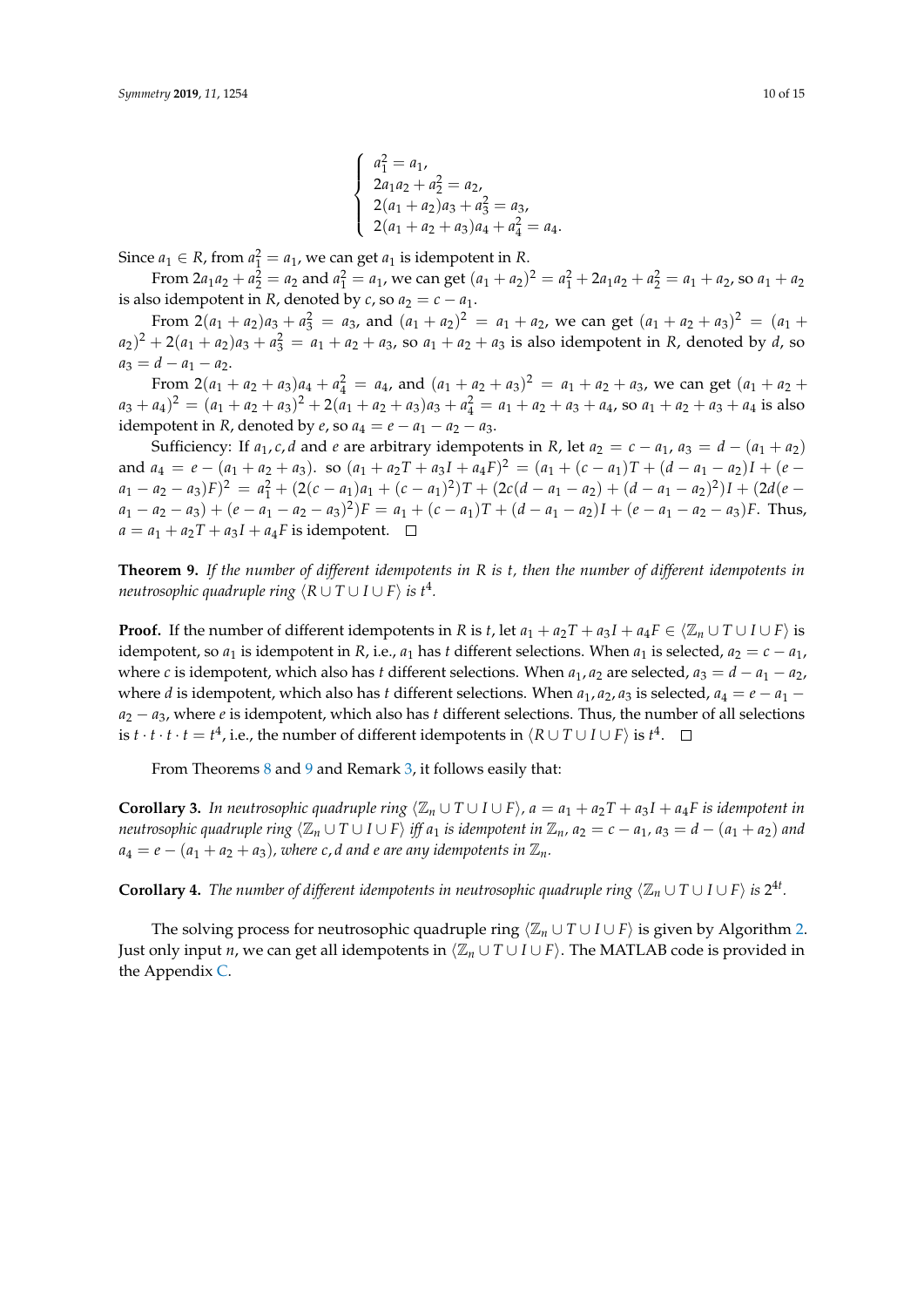$$\begin{cases} a_1^2 = a_1, \\ 2a_1a_2 + a_2^2 = a_2, \\ 2(a_1+a_2)a_3 + a_3^2 = a_3, \\ 2(a_1+a_2+a_3)a_4 + a_4^2 = a_4. \end{cases}$$

Since $a_1 \in R$, from $a_1^2 = a_1$, we can get $a_1$ is idempotent in $R$.

From $2a_1a_2 + a_2^2 = a_2$ and $a_1^2 = a_1$, we can get $(a_1+a_2)^2 = a_1^2 + 2a_1a_2 + a_2^2 = a_1 + a_2$, so $a_1 + a_2$ is also idempotent in $R$, denoted by $c$, so $a_2 = c - a_1$.

From $2(a_1+a_2)a_3 + a_3^2 = a_3$, and $(a_1+a_2)^2 = a_1 + a_2$, we can get $(a_1+a_2+a_3)^2 = (a_1 + a_2)^2 + 2(a_1+a_2)a_3 + a_3^2 = a_1 + a_2 + a_3$, so $a_1 + a_2 + a_3$ is also idempotent in $R$, denoted by $d$, so $a_3 = d - a_1 - a_2$.

From $2(a_1+a_2+a_3)a_4 + a_4^2 = a_4$, and $(a_1+a_2+a_3)^2 = a_1 + a_2 + a_3$, we can get $(a_1 + a_2 + a_3 + a_4)^2 = (a_1+a_2+a_3)^2 + 2(a_1+a_2+a_3)a_3 + a_4^2 = a_1 + a_2 + a_3 + a_4$, so $a_1 + a_2 + a_3 + a_4$ is also idempotent in $R$, denoted by $e$, so $a_4 = e - a_1 - a_2 - a_3$.

Sufficiency: If $a_1, c, d$ and $e$ are arbitrary idempotents in $R$, let $a_2 = c - a_1$, $a_3 = d - (a_1 + a_2)$ and $a_4 = e - (a_1 + a_2 + a_3)$. so $(a_1 + a_2T + a_3I + a_4F)^2 = (a_1 + (c - a_1)T + (d - a_1 - a_2)I + (e - a_1 - a_2 - a_3)F)^2 = a_1^2 + (2(c - a_1)a_1 + (c - a_1)^2)T + (2c(d - a_1 - a_2) + (d - a_1 - a_2)^2)I + (2d(e - a_1 - a_2 - a_3) + (e - a_1 - a_2 - a_3)^2)F = a_1 + (c - a_1)T + (d - a_1 - a_2)I + (e - a_1 - a_2 - a_3)F$. Thus, $a = a_1 + a_2T + a_3I + a_4F$ is idempotent. □

**Theorem 9.** *If the number of different idempotents in $R$ is $t$, then the number of different idempotents in neutrosophic quadruple ring $\langle R \cup T \cup I \cup F \rangle$ is $t^4$.*

**Proof.** If the number of different idempotents in $R$ is $t$, let $a_1 + a_2T + a_3I + a_4F \in \langle \mathbb{Z}_n \cup T \cup I \cup F \rangle$ is idempotent, so $a_1$ is idempotent in $R$, i.e., $a_1$ has $t$ different selections. When $a_1$ is selected, $a_2 = c - a_1$, where $c$ is idempotent, which also has $t$ different selections. When $a_1, a_2$ are selected, $a_3 = d - a_1 - a_2$, where $d$ is idempotent, which also has $t$ different selections. When $a_1, a_2, a_3$ is selected, $a_4 = e - a_1 - a_2 - a_3$, where $e$ is idempotent, which also has $t$ different selections. Thus, the number of all selections is $t \cdot t \cdot t \cdot t = t^4$, i.e., the number of different idempotents in $\langle R \cup T \cup I \cup F \rangle$ is $t^4$. □

From Theorems 8 and 9 and Remark 3, it follows easily that:

**Corollary 3.** *In neutrosophic quadruple ring $\langle \mathbb{Z}_n \cup T \cup I \cup F \rangle$, $a = a_1 + a_2T + a_3I + a_4F$ is idempotent in neutrosophic quadruple ring $\langle \mathbb{Z}_n \cup T \cup I \cup F \rangle$ iff $a_1$ is idempotent in $\mathbb{Z}_n$, $a_2 = c - a_1$, $a_3 = d - (a_1 + a_2)$ and $a_4 = e - (a_1 + a_2 + a_3)$, where $c, d$ and $e$ are any idempotents in $\mathbb{Z}_n$.*

**Corollary 4.** *The number of different idempotents in neutrosophic quadruple ring $\langle \mathbb{Z}_n \cup T \cup I \cup F \rangle$ is $2^{4t}$.*

The solving process for neutrosophic quadruple ring $\langle \mathbb{Z}_n \cup T \cup I \cup F \rangle$ is given by Algorithm 2. Just only input $n$, we can get all idempotents in $\langle \mathbb{Z}_n \cup T \cup I \cup F \rangle$. The MATLAB code is provided in the Appendix C.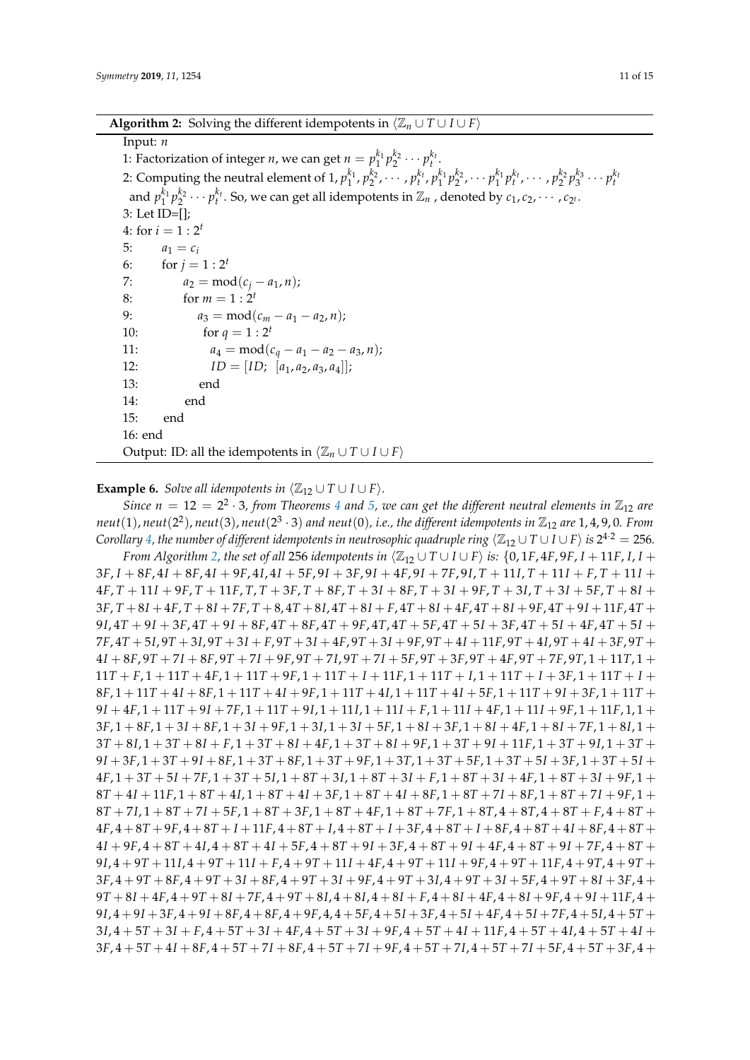**Algorithm 2:** Solving the different idempotents in $\langle \mathbb{Z}_n \cup T \cup I \cup F \rangle$

```
Input: n
1: Factorization of integer n, we can get n = p_1^{k_1} p_2^{k_2} ··· p_t^{k_t}.
2: Computing the neutral element of 1, p_1^{k_1}, p_2^{k_2}, ··· , p_t^{k_t}, p_1^{k_1} p_2^{k_2}, ··· p_1^{k_1} p_t^{k_t}, ··· , p_2^{k_2} p_3^{k_3} ··· p_t^{k_t}
   and p_1^{k_1} p_2^{k_2} ··· p_t^{k_t}. So, we can get all idempotents in Z_n , denoted by c_1, c_2, ··· , c_{2^t}.
3: Let ID=[];
4: for i = 1 : 2^t
5:      a_1 = c_i
6:      for j = 1 : 2^t
7:          a_2 = mod(c_j − a_1, n);
8:          for m = 1 : 2^t
9:              a_3 = mod(c_m − a_1 − a_2, n);
10:             for q = 1 : 2^t
11:                 a_4 = mod(c_q − a_1 − a_2 − a_3, n);
12:                 ID = [ID; [a_1, a_2, a_3, a_4]];
13:             end
14:         end
15:     end
16: end
Output: ID: all the idempotents in ⟨Z_n ∪ T ∪ I ∪ F⟩
```

**Example 6.** *Solve all idempotents in $\langle \mathbb{Z}_{12} \cup T \cup I \cup F \rangle$.*

*Since $n = 12 = 2^2 \cdot 3$, from Theorems 4 and 5, we can get the different neutral elements in $\mathbb{Z}_{12}$ are $neut(1), neut(2^2), neut(3), neut(2^3 \cdot 3)$ and $neut(0)$, i.e., the different idempotents in $\mathbb{Z}_{12}$ are $1, 4, 9, 0$. From Corollary 4, the number of different idempotents in neutrosophic quadruple ring $\langle \mathbb{Z}_{12} \cup T \cup I \cup F \rangle$ is $2^{4 \cdot 2} = 256$.*

*From Algorithm 2, the set of all 256 idempotents in $\langle \mathbb{Z}_{12} \cup T \cup I \cup F \rangle$ is:* $\{0, 1F, 4F, 9F, I + 11F, I, I + 3F, I + 8F, 4I + 8F, 4I + 9F, 4I, 4I + 5F, 9I + 3F, 9I + 4F, 9I + 7F, 9I, T + 11I, T + 11I + F, T + 11I + 4F, T + 11I + 9F, T + 11F, T, T + 3F, T + 8F, T + 3I + 8F, T + 3I + 9F, T + 3I, T + 3I + 5F, T + 8I + 3F, T + 8I + 4F, T + 8I + 7F, T + 8, 4T + 8I, 4T + 8I + F, 4T + 8I + 4F, 4T + 8I + 9F, 4T + 9I + 11F, 4T + 9I, 4T + 9I + 3F, 4T + 9I + 8F, 4T + 8F, 4T + 9F, 4T, 4T + 5F, 4T + 5I + 3F, 4T + 5I + 4F, 4T + 5I + 7F, 4T + 5I, 9T + 3I, 9T + 3I + F, 9T + 3I + 4F, 9T + 3I + 9F, 9T + 4I + 11F, 9T + 4I, 9T + 4I + 3F, 9T + 4I + 8F, 9T + 7I + 8F, 9T + 7I + 9F, 9T + 7I, 9T + 7I + 5F, 9T + 3F, 9T + 4F, 9T + 7F, 9T, 1 + 11T, 1 + 11T + F, 1 + 11T + 4F, 1 + 11T + 9F, 1 + 11T + I + 11F, 1 + 11T + I, 1 + 11T + I + 3F, 1 + 11T + I + 8F, 1 + 11T + 4I + 8F, 1 + 11T + 4I + 9F, 1 + 11T + 4I, 1 + 11T + 4I + 5F, 1 + 11T + 9I + 3F, 1 + 11T + 9I + 4F, 1 + 11T + 9I + 7F, 1 + 11T + 9I, 1 + 11I, 1 + 11I + F, 1 + 11I + 4F, 1 + 11I + 9F, 1 + 11F, 1, 1 + 3F, 1 + 8F, 1 + 3I + 8F, 1 + 3I + 9F, 1 + 3I, 1 + 3I + 5F, 1 + 8I + 3F, 1 + 8I + 4F, 1 + 8I + 7F, 1 + 8I, 1 + 3T + 8I, 1 + 3T + 8I + F, 1 + 3T + 8I + 4F, 1 + 3T + 8I + 9F, 1 + 3T + 9I + 11F, 1 + 3T + 9I, 1 + 3T + 9I + 3F, 1 + 3T + 9I + 8F, 1 + 3T + 8F, 1 + 3T + 9F, 1 + 3T, 1 + 3T + 5F, 1 + 3T + 5I + 3F, 1 + 3T + 5I + 4F, 1 + 3T + 5I + 7F, 1 + 3T + 5I, 1 + 8T + 3I, 1 + 8T + 3I + F, 1 + 8T + 3I + 4F, 1 + 8T + 3I + 9F, 1 + 8T + 4I + 11F, 1 + 8T + 4I, 1 + 8T + 4I + 3F, 1 + 8T + 4I + 8F, 1 + 8T + 7I + 8F, 1 + 8T + 7I + 9F, 1 + 8T + 7I, 1 + 8T + 7I + 5F, 1 + 8T + 3F, 1 + 8T + 4F, 1 + 8T + 7F, 1 + 8T, 4 + 8T, 4 + 8T + F, 4 + 8T + 4F, 4 + 8T + 9F, 4 + 8T + I + 11F, 4 + 8T + I, 4 + 8T + I + 3F, 4 + 8T + I + 8F, 4 + 8T + 4I + 8F, 4 + 8T + 4I + 9F, 4 + 8T + 4I, 4 + 8T + 4I + 5F, 4 + 8T + 9I + 3F, 4 + 8T + 9I + 4F, 4 + 8T + 9I + 7F, 4 + 8T + 9I, 4 + 9T + 11I, 4 + 9T + 11I + F, 4 + 9T + 11I + 4F, 4 + 9T + 11I + 9F, 4 + 9T + 11F, 4 + 9T, 4 + 9T + 3F, 4 + 9T + 8F, 4 + 9T + 3I + 8F, 4 + 9T + 3I + 9F, 4 + 9T + 3I, 4 + 9T + 3I + 5F, 4 + 9T + 8I + 3F, 4 + 9T + 8I + 4F, 4 + 9T + 8I + 7F, 4 + 9T + 8I, 4 + 8I, 4 + 8I + F, 4 + 8I + 4F, 4 + 8I + 9F, 4 + 9I + 11F, 4 + 9I, 4 + 9I + 3F, 4 + 9I + 8F, 4 + 8F, 4 + 9F, 4, 4 + 5F, 4 + 5I + 3F, 4 + 5I + 4F, 4 + 5I + 7F, 4 + 5I, 4 + 5T + 3I, 4 + 5T + 3I + F, 4 + 5T + 3I + 4F, 4 + 5T + 3I + 9F, 4 + 5T + 4I + 11F, 4 + 5T + 4I, 4 + 5T + 4I + 3F, 4 + 5T + 4I + 8F, 4 + 5T + 7I + 8F, 4 + 5T + 7I + 9F, 4 + 5T + 7I, 4 + 5T + 7I + 5F, 4 + 5T + 3F, 4 +$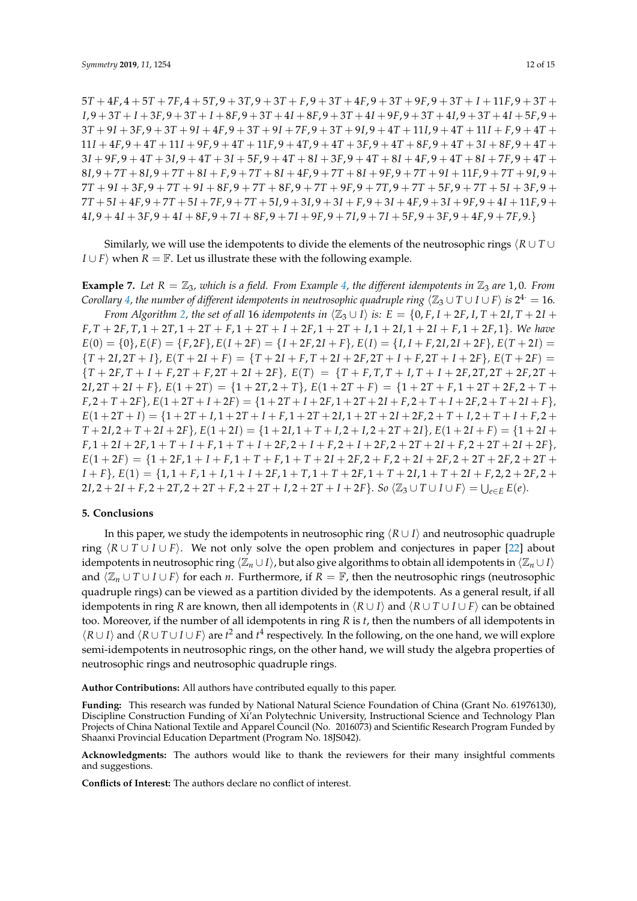$5T + 4F, 4 + 5T + 7F, 4 + 5T, 9 + 3T, 9 + 3T + F, 9 + 3T + 4F, 9 + 3T + 9F, 9 + 3T + I + 11F, 9 + 3T + I, 9 + 3T + I + 3F, 9 + 3T + I + 8F, 9 + 3T + 4I + 8F, 9 + 3T + 4I + 9F, 9 + 3T + 4I, 9 + 3T + 4I + 5F, 9 + 3T + 9I + 3F, 9 + 3T + 9I + 4F, 9 + 3T + 9I + 7F, 9 + 3T + 9I, 9 + 4T + 11I, 9 + 4T + 11I + F, 9 + 4T + 11I + 4F, 9 + 4T + 11I + 9F, 9 + 4T + 11F, 9 + 4T, 9 + 4T + 3F, 9 + 4T + 8F, 9 + 4T + 3I + 8F, 9 + 4T + 3I + 9F, 9 + 4T + 3I, 9 + 4T + 3I + 5F, 9 + 4T + 8I + 3F, 9 + 4T + 8I + 4F, 9 + 4T + 8I + 7F, 9 + 4T + 8I, 9 + 7T + 8I, 9 + 7T + 8I + F, 9 + 7T + 8I + 4F, 9 + 7T + 8I + 9F, 9 + 7T + 9I + 11F, 9 + 7T + 9I, 9 + 7T + 9I + 3F, 9 + 7T + 9I + 8F, 9 + 7T + 8F, 9 + 7T + 9F, 9 + 7T, 9 + 7T + 5F, 9 + 7T + 5I + 3F, 9 + 7T + 5I + 4F, 9 + 7T + 5I + 7F, 9 + 7T + 5I, 9 + 3I, 9 + 3I + F, 9 + 3I + 4F, 9 + 3I + 9F, 9 + 4I + 11F, 9 + 4I, 9 + 4I + 3F, 9 + 4I + 8F, 9 + 7I + 8F, 9 + 7I + 9F, 9 + 7I, 9 + 7I + 5F, 9 + 3F, 9 + 4F, 9 + 7F, 9.\}$

Similarly, we will use the idempotents to divide the elements of the neutrosophic rings $\langle R \cup T \cup I \cup F \rangle$ when $R = \mathbb{F}$. Let us illustrate these with the following example.

**Example 7.** *Let $R = \mathbb{Z}_3$, which is a field. From Example 4, the different idempotents in $\mathbb{Z}_3$ are $1, 0$. From Corollary 4, the number of different idempotents in neutrosophic quadruple ring $\langle \mathbb{Z}_3 \cup T \cup I \cup F \rangle$ is $2^4 = 16$.*

*From Algorithm 2, the set of all 16 idempotents in $\langle \mathbb{Z}_3 \cup I \rangle$ is: $E = \{0, F, I + 2F, I, T + 2I, T + 2I + F, T + 2F, T, 1 + 2T, 1 + 2T + F, 1 + 2T + I + 2F, 1 + 2T + I, 1 + 2I, 1 + 2I + F, 1 + 2F, 1\}$. We have $E(0) = \{0\}$, $E(F) = \{F, 2F\}$, $E(I + 2F) = \{I + 2F, 2I + F\}$, $E(I) = \{I, I + F, 2I, 2I + 2F\}$, $E(T + 2I) = \{T + 2I, 2T + I\}$, $E(T + 2I + F) = \{T + 2I + F, T + 2I + 2F, 2T + I + F, 2T + I + 2F\}$, $E(T + 2F) = \{T + 2F, T + I + F, 2T + F, 2T + 2I + 2F\}$, $E(T) = \{T + F, T, T + I, T + I + 2F, 2T, 2T + 2F, 2T + 2I, 2T + 2I + F\}$, $E(1 + 2T) = \{1 + 2T, 2 + T\}$, $E(1 + 2T + F) = \{1 + 2T + F, 1 + 2T + 2F, 2 + T + F, 2 + T + 2F\}$, $E(1 + 2T + I + 2F) = \{1 + 2T + I + 2F, 1 + 2T + 2I + F, 2 + T + I + 2F, 2 + T + 2I + F\}$, $E(1 + 2T + I) = \{1 + 2T + I, 1 + 2T + I + F, 1 + 2T + 2I, 1 + 2T + 2I + 2F, 2 + T + I, 2 + T + I + F, 2 + T + 2I, 2 + T + 2I + 2F\}$, $E(1 + 2I) = \{1 + 2I, 1 + T + I, 2 + I, 2 + 2T + 2I\}$, $E(1 + 2I + F) = \{1 + 2I + F, 1 + 2I + 2F, 1 + T + I + F, 1 + T + I + 2F, 2 + I + F, 2 + I + 2F, 2 + 2T + 2I + F, 2 + 2T + 2I + 2F\}$, $E(1 + 2F) = \{1 + 2F, 1 + I + F, 1 + T + F, 1 + T + 2I + 2F, 2 + F, 2 + 2I + 2F, 2 + 2T + 2F, 2 + 2T + I + F\}$, $E(1) = \{1, 1 + F, 1 + I, 1 + I + 2F, 1 + T, 1 + T + 2F, 1 + T + 2I, 1 + T + 2I + F, 2, 2 + 2F, 2 + 2I, 2 + 2I + F, 2 + 2T, 2 + 2T + F, 2 + 2T + I, 2 + 2T + I + 2F\}$. So $\langle \mathbb{Z}_3 \cup T \cup I \cup F \rangle = \bigcup_{e \in E} E(e)$.*

## 5. Conclusions

In this paper, we study the idempotents in neutrosophic ring $\langle R \cup I \rangle$ and neutrosophic quadruple ring $\langle R \cup T \cup I \cup F \rangle$. We not only solve the open problem and conjectures in paper [22] about idempotents in neutrosophic ring $\langle \mathbb{Z}_n \cup I \rangle$, but also give algorithms to obtain all idempotents in $\langle \mathbb{Z}_n \cup I \rangle$ and $\langle \mathbb{Z}_n \cup T \cup I \cup F \rangle$ for each $n$. Furthermore, if $R = \mathbb{F}$, then the neutrosophic rings (neutrosophic quadruple rings) can be viewed as a partition divided by the idempotents. As a general result, if all idempotents in ring $R$ are known, then all idempotents in $\langle R \cup I \rangle$ and $\langle R \cup T \cup I \cup F \rangle$ can be obtained too. Moreover, if the number of all idempotents in ring $R$ is $t$, then the numbers of all idempotents in $\langle R \cup I \rangle$ and $\langle R \cup T \cup I \cup F \rangle$ are $t^2$ and $t^4$ respectively. In the following, on the one hand, we will explore semi-idempotents in neutrosophic rings, on the other hand, we will study the algebra properties of neutrosophic rings and neutrosophic quadruple rings.

**Author Contributions:** All authors have contributed equally to this paper.

**Funding:** This research was funded by National Natural Science Foundation of China (Grant No. 61976130), Discipline Construction Funding of Xi'an Polytechnic University, Instructional Science and Technology Plan Projects of China National Textile and Apparel Council (No. 2016073) and Scientific Research Program Funded by Shaanxi Provincial Education Department (Program No. 18JS042).

**Acknowledgments:** The authors would like to thank the reviewers for their many insightful comments and suggestions.

**Conflicts of Interest:** The authors declare no conflict of interest.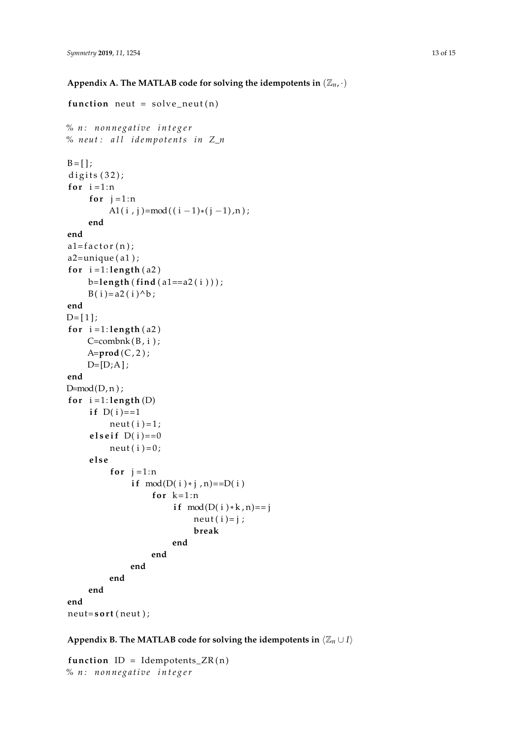## Appendix A. The MATLAB code for solving the idempotents in $\langle \mathbb{Z}_n, \cdot \rangle$

```
function neut = solve_neut(n)

% n: nonnegative integer
% neut: all idempotents in Z_n

B=[];
digits(32);
for i=1:n
    for j=1:n
        A1(i,j)=mod((i-1)*(j-1),n);
    end
end
a1=factor(n);
a2=unique(a1);
for i=1:length(a2)
    b=length(find(a1==a2(i)));
    B(i)=a2(i)^b;
end
D=[1];
for i=1:length(a2)
    C=combnk(B,i);
    A=prod(C,2);
    D=[D;A];
end
D=mod(D,n);
for i=1:length(D)
    if D(i)==1
        neut(i)=1;
    elseif D(i)==0
        neut(i)=0;
    else
        for j=1:n
            if mod(D(i)*j,n)==D(i)
                for k=1:n
                    if mod(D(i)*k,n)==j
                        neut(i)=j;
                        break
                    end
                end
            end
        end
    end
end
neut=sort(neut);
```

## Appendix B. The MATLAB code for solving the idempotents in $\langle \mathbb{Z}_n \cup I \rangle$

```
function ID = Idempotents_ZR(n)
% n: nonnegative integer
```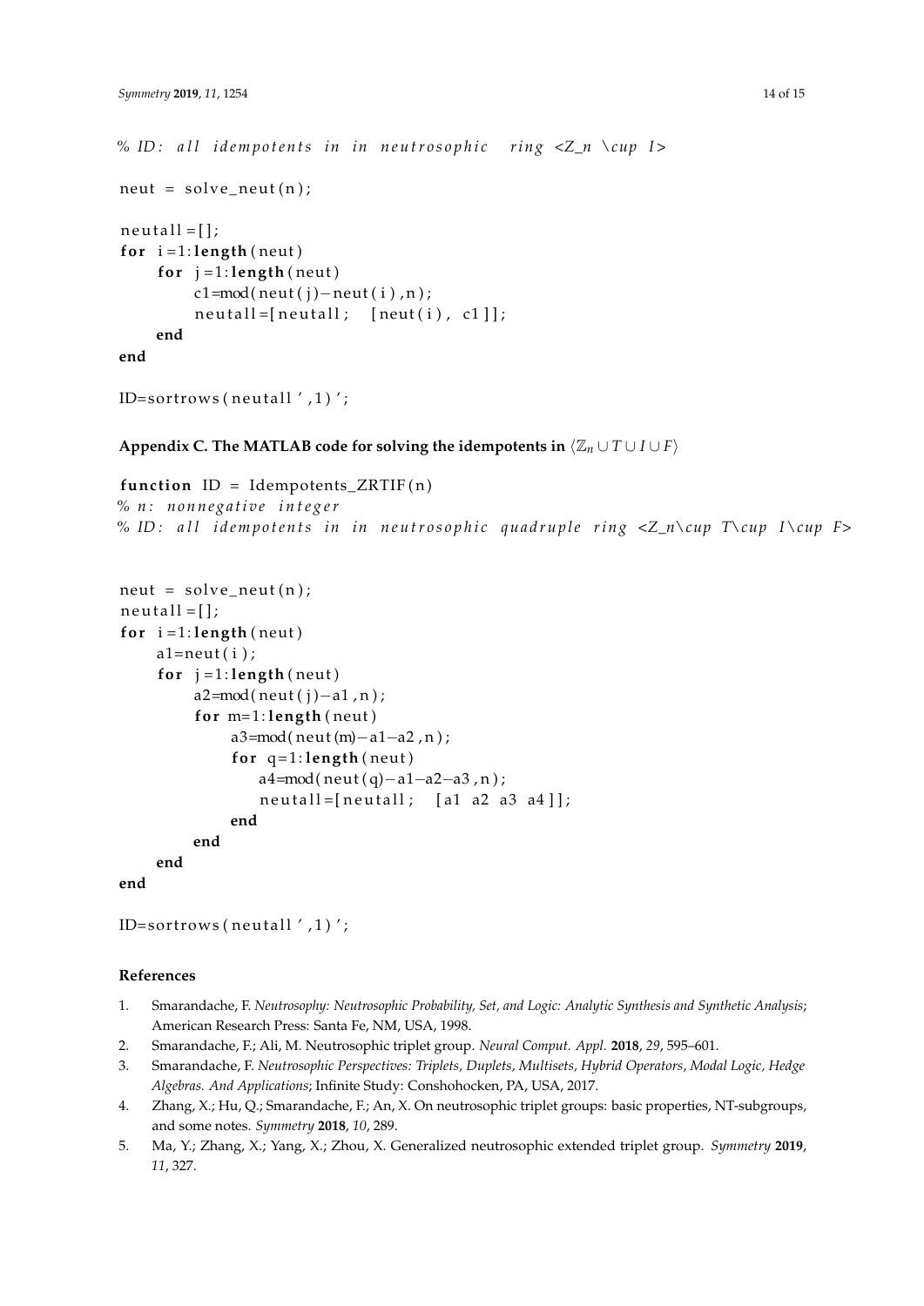```
% ID: all idempotents in in neutrosophic  ring <Z_n \cup I>

neut = solve_neut(n);

neutall=[];
for i=1:length(neut)
    for j=1:length(neut)
        c1=mod(neut(j)-neut(i),n);
        neutall=[neutall; [neut(i), c1]];
    end
end

ID=sortrows(neutall',1)';
```

### Appendix C. The MATLAB code for solving the idempotents in $\langle \mathbb{Z}_n \cup T \cup I \cup F \rangle$

```
function ID = Idempotents_ZRTIF(n)
% n: nonnegative integer
% ID: all idempotents in in neutrosophic quadruple ring <Z_n\cup T\cup I\cup F>


neut = solve_neut(n);
neutall=[];
for i=1:length(neut)
    a1=neut(i);
    for j=1:length(neut)
        a2=mod(neut(j)-a1,n);
        for m=1:length(neut)
            a3=mod(neut(m)-a1-a2,n);
            for q=1:length(neut)
                a4=mod(neut(q)-a1-a2-a3,n);
                neutall=[neutall; [a1 a2 a3 a4]];
            end
        end
    end
end

ID=sortrows(neutall',1)';
```

## References

1. Smarandache, F. *Neutrosophy: Neutrosophic Probability, Set, and Logic: Analytic Synthesis and Synthetic Analysis*; American Research Press: Santa Fe, NM, USA, 1998.
2. Smarandache, F.; Ali, M. Neutrosophic triplet group. *Neural Comput. Appl.* **2018**, *29*, 595–601.
3. Smarandache, F. *Neutrosophic Perspectives: Triplets, Duplets, Multisets, Hybrid Operators, Modal Logic, Hedge Algebras. And Applications*; Infinite Study: Conshohocken, PA, USA, 2017.
4. Zhang, X.; Hu, Q.; Smarandache, F.; An, X. On neutrosophic triplet groups: basic properties, NT-subgroups, and some notes. *Symmetry* **2018**, *10*, 289.
5. Ma, Y.; Zhang, X.; Yang, X.; Zhou, X. Generalized neutrosophic extended triplet group. *Symmetry* **2019**, *11*, 327.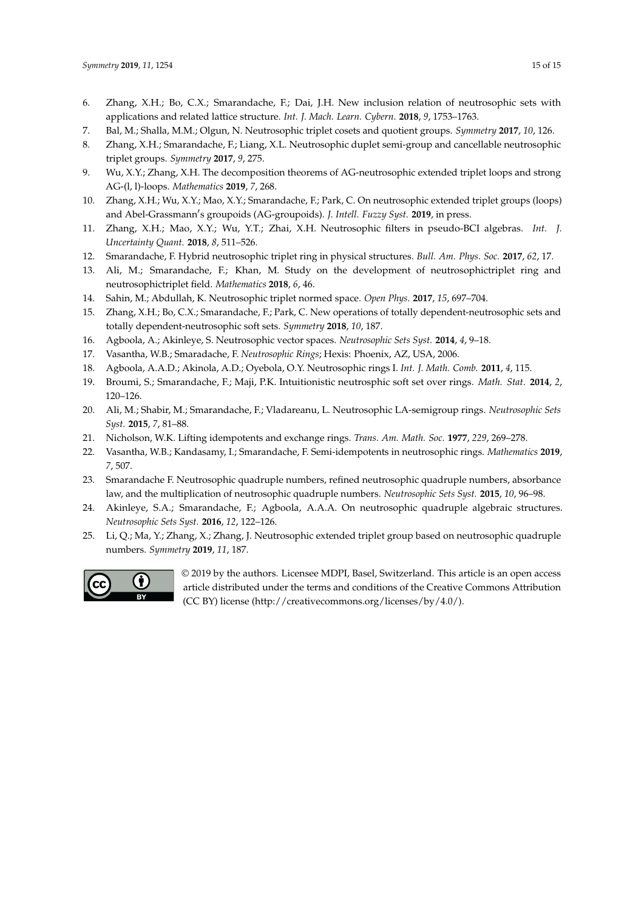6. Zhang, X.H.; Bo, C.X.; Smarandache, F.; Dai, J.H. New inclusion relation of neutrosophic sets with applications and related lattice structure. *Int. J. Mach. Learn. Cybern.* **2018**, *9*, 1753–1763.
7. Bal, M.; Shalla, M.M.; Olgun, N. Neutrosophic triplet cosets and quotient groups. *Symmetry* **2017**, *10*, 126.
8. Zhang, X.H.; Smarandache, F.; Liang, X.L. Neutrosophic duplet semi-group and cancellable neutrosophic triplet groups. *Symmetry* **2017**, *9*, 275.
9. Wu, X.Y.; Zhang, X.H. The decomposition theorems of AG-neutrosophic extended triplet loops and strong AG-(l, l)-loops. *Mathematics* **2019**, *7*, 268.
10. Zhang, X.H.; Wu, X.Y.; Mao, X.Y.; Smarandache, F.; Park, C. On neutrosophic extended triplet groups (loops) and Abel-Grassmann′s groupoids (AG-groupoids). *J. Intell. Fuzzy Syst.* **2019**, in press.
11. Zhang, X.H.; Mao, X.Y.; Wu, Y.T.; Zhai, X.H. Neutrosophic filters in pseudo-BCI algebras. *Int. J. Uncertainty Quant.* **2018**, *8*, 511–526.
12. Smarandache, F. Hybrid neutrosophic triplet ring in physical structures. *Bull. Am. Phys. Soc.* **2017**, *62*, 17.
13. Ali, M.; Smarandache, F.; Khan, M. Study on the development of neutrosophictriplet ring and neutrosophictriplet field. *Mathematics* **2018**, *6*, 46.
14. Sahin, M.; Abdullah, K. Neutrosophic triplet normed space. *Open Phys.* **2017**, *15*, 697–704.
15. Zhang, X.H.; Bo, C.X.; Smarandache, F.; Park, C. New operations of totally dependent-neutrosophic sets and totally dependent-neutrosophic soft sets. *Symmetry* **2018**, *10*, 187.
16. Agboola, A.; Akinleye, S. Neutrosophic vector spaces. *Neutrosophic Sets Syst.* **2014**, *4*, 9–18.
17. Vasantha, W.B.; Smaradache, F. *Neutrosophic Rings*; Hexis: Phoenix, AZ, USA, 2006.
18. Agboola, A.A.D.; Akinola, A.D.; Oyebola, O.Y. Neutrosophic rings I. *Int. J. Math. Comb.* **2011**, *4*, 115.
19. Broumi, S.; Smarandache, F.; Maji, P.K. Intuitionistic neutrosphic soft set over rings. *Math. Stat.* **2014**, *2*, 120–126.
20. Ali, M.; Shabir, M.; Smarandache, F.; Vladareanu, L. Neutrosophic LA-semigroup rings. *Neutrosophic Sets Syst.* **2015**, *7*, 81–88.
21. Nicholson, W.K. Lifting idempotents and exchange rings. *Trans. Am. Math. Soc.* **1977**, *229*, 269–278.
22. Vasantha, W.B.; Kandasamy, I.; Smarandache, F. Semi-idempotents in neutrosophic rings. *Mathematics* **2019**, *7*, 507.
23. Smarandache F. Neutrosophic quadruple numbers, refined neutrosophic quadruple numbers, absorbance law, and the multiplication of neutrosophic quadruple numbers. *Neutrosophic Sets Syst.* **2015**, *10*, 96–98.
24. Akinleye, S.A.; Smarandache, F.; Agboola, A.A.A. On neutrosophic quadruple algebraic structures. *Neutrosophic Sets Syst.* **2016**, *12*, 122–126.
25. Li, Q.; Ma, Y.; Zhang, X.; Zhang, J. Neutrosophic extended triplet group based on neutrosophic quadruple numbers. *Symmetry* **2019**, *11*, 187.

© 2019 by the authors. Licensee MDPI, Basel, Switzerland. This article is an open access article distributed under the terms and conditions of the Creative Commons Attribution (CC BY) license (http://creativecommons.org/licenses/by/4.0/).